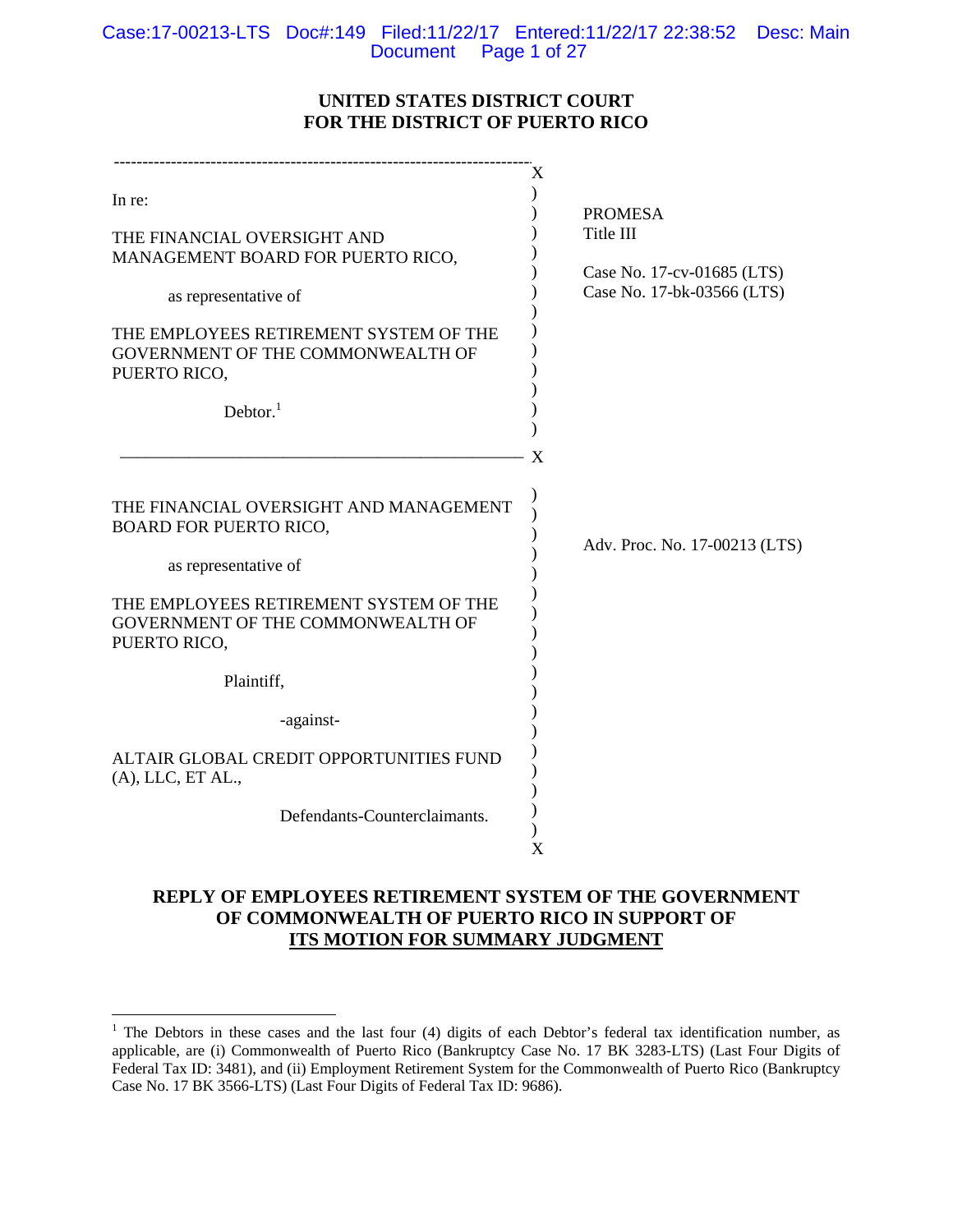**UNITED STATES DISTRICT COURT**
**FOR THE DISTRICT OF PUERTO RICO**

In re:

THE FINANCIAL OVERSIGHT AND MANAGEMENT BOARD FOR PUERTO RICO,

as representative of

THE EMPLOYEES RETIREMENT SYSTEM OF THE GOVERNMENT OF THE COMMONWEALTH OF PUERTO RICO,

Debtor.[1]

PROMESA
Title III

Case No. 17-cv-01685 (LTS)
Case No. 17-bk-03566 (LTS)

---

THE FINANCIAL OVERSIGHT AND MANAGEMENT BOARD FOR PUERTO RICO,

as representative of

THE EMPLOYEES RETIREMENT SYSTEM OF THE GOVERNMENT OF THE COMMONWEALTH OF PUERTO RICO,

Plaintiff,

-against-

ALTAIR GLOBAL CREDIT OPPORTUNITIES FUND (A), LLC, ET AL.,

Defendants-Counterclaimants.

Adv. Proc. No. 17-00213 (LTS)

---

**REPLY OF EMPLOYEES RETIREMENT SYSTEM OF THE GOVERNMENT OF COMMONWEALTH OF PUERTO RICO IN SUPPORT OF <u>ITS MOTION FOR SUMMARY JUDGMENT</u>**

---

[1] The Debtors in these cases and the last four (4) digits of each Debtor's federal tax identification number, as applicable, are (i) Commonwealth of Puerto Rico (Bankruptcy Case No. 17 BK 3283-LTS) (Last Four Digits of Federal Tax ID: 3481), and (ii) Employment Retirement System for the Commonwealth of Puerto Rico (Bankruptcy Case No. 17 BK 3566-LTS) (Last Four Digits of Federal Tax ID: 9686).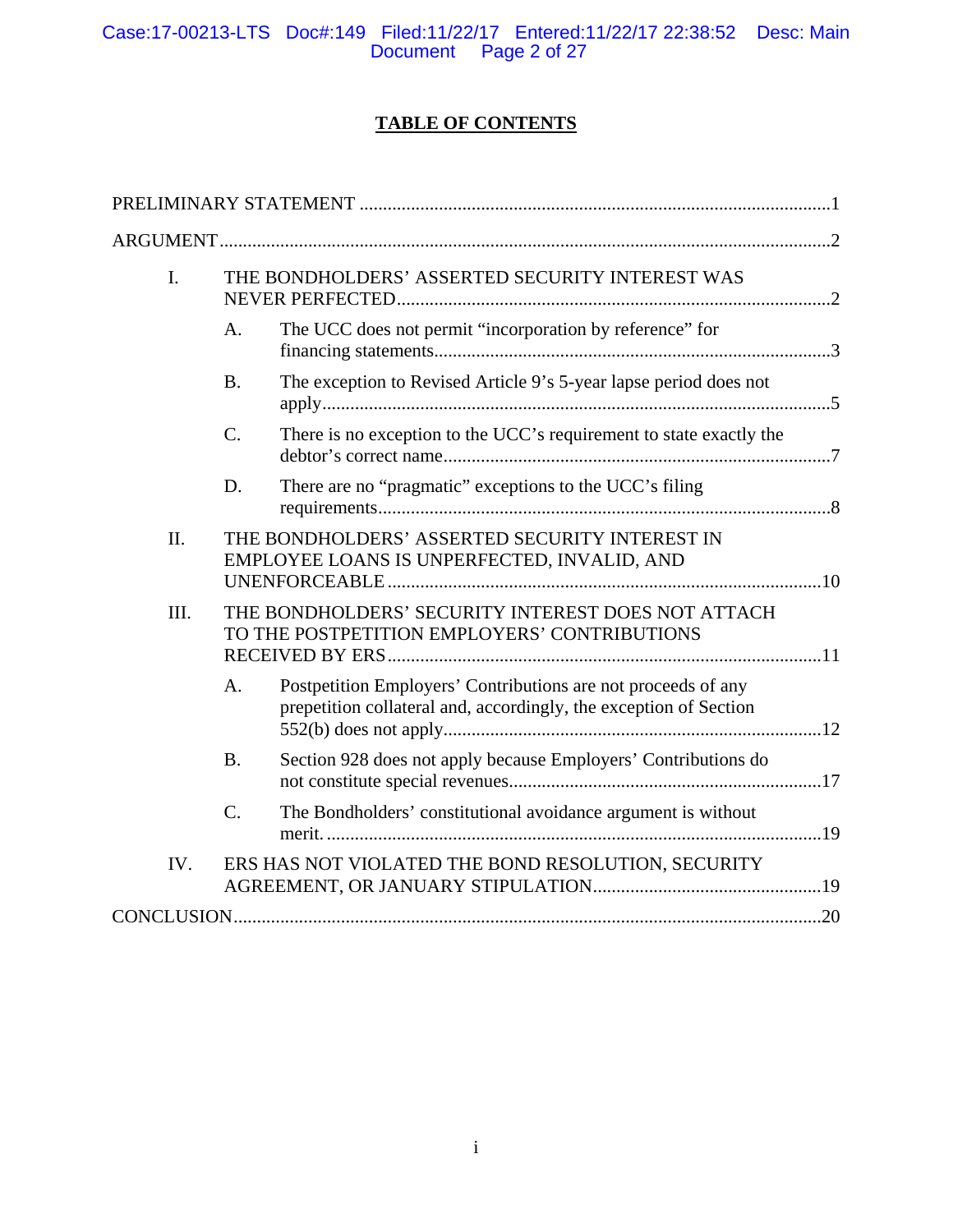# TABLE OF CONTENTS

PRELIMINARY STATEMENT ....................................................................................................1

ARGUMENT ...............................................................................................................................2

I. THE BONDHOLDERS' ASSERTED SECURITY INTEREST WAS NEVER PERFECTED ...............................................................................................2

   A. The UCC does not permit "incorporation by reference" for financing statements...........................................................................................3

   B. The exception to Revised Article 9's 5-year lapse period does not apply ...........................................................................................................5

   C. There is no exception to the UCC's requirement to state exactly the debtor's correct name ...........................................................................7

   D. There are no "pragmatic" exceptions to the UCC's filing requirements ................................................................................................8

II. THE BONDHOLDERS' ASSERTED SECURITY INTEREST IN EMPLOYEE LOANS IS UNPERFECTED, INVALID, AND UNENFORCEABLE ..............................................................................................10

III. THE BONDHOLDERS' SECURITY INTEREST DOES NOT ATTACH TO THE POSTPETITION EMPLOYERS' CONTRIBUTIONS RECEIVED BY ERS .........................................................................................11

   A. Postpetition Employers' Contributions are not proceeds of any prepetition collateral and, accordingly, the exception of Section 552(b) does not apply ..............................................................................12

   B. Section 928 does not apply because Employers' Contributions do not constitute special revenues ..............................................................17

   C. The Bondholders' constitutional avoidance argument is without merit. .......................................................................................................19

IV. ERS HAS NOT VIOLATED THE BOND RESOLUTION, SECURITY AGREEMENT, OR JANUARY STIPULATION ...............................................19

CONCLUSION ............................................................................................................................20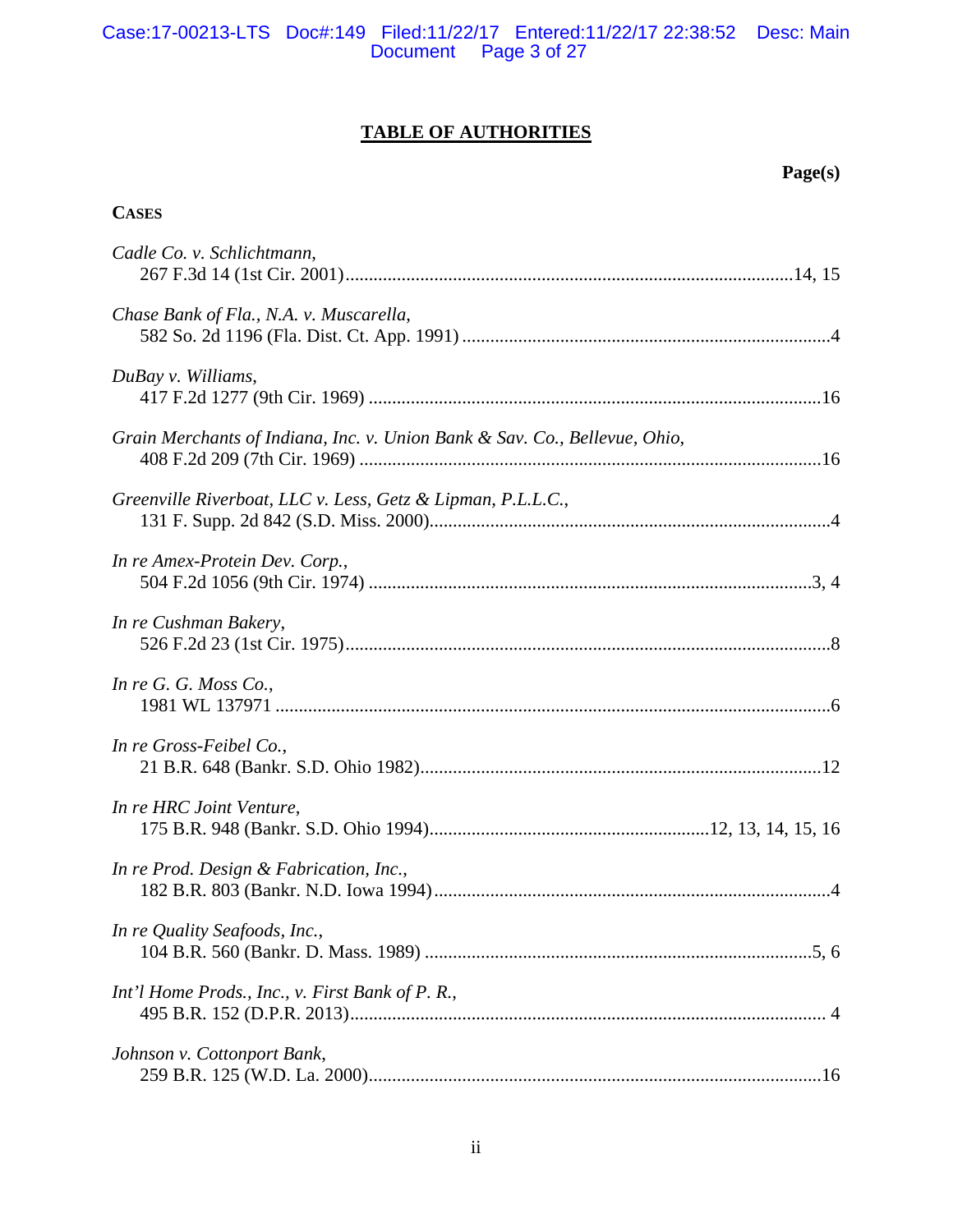# TABLE OF AUTHORITIES

**Page(s)**

**CASES**

*Cadle Co. v. Schlichtmann*,
267 F.3d 14 (1st Cir. 2001) ............................................................ 14, 15

*Chase Bank of Fla., N.A. v. Muscarella*,
582 So. 2d 1196 (Fla. Dist. Ct. App. 1991) ............................................................ 4

*DuBay v. Williams*,
417 F.2d 1277 (9th Cir. 1969) ............................................................ 16

*Grain Merchants of Indiana, Inc. v. Union Bank & Sav. Co., Bellevue, Ohio*,
408 F.2d 209 (7th Cir. 1969) ............................................................ 16

*Greenville Riverboat, LLC v. Less, Getz & Lipman, P.L.L.C.*,
131 F. Supp. 2d 842 (S.D. Miss. 2000) ............................................................ 4

*In re Amex-Protein Dev. Corp.*,
504 F.2d 1056 (9th Cir. 1974) ............................................................ 3, 4

*In re Cushman Bakery*,
526 F.2d 23 (1st Cir. 1975) ............................................................ 8

*In re G. G. Moss Co.*,
1981 WL 137971 ............................................................ 6

*In re Gross-Feibel Co.*,
21 B.R. 648 (Bankr. S.D. Ohio 1982) ............................................................ 12

*In re HRC Joint Venture*,
175 B.R. 948 (Bankr. S.D. Ohio 1994) ............................................................ 12, 13, 14, 15, 16

*In re Prod. Design & Fabrication, Inc.*,
182 B.R. 803 (Bankr. N.D. Iowa 1994) ............................................................ 4

*In re Quality Seafoods, Inc.*,
104 B.R. 560 (Bankr. D. Mass. 1989) ............................................................ 5, 6

*Int'l Home Prods., Inc., v. First Bank of P. R.*,
495 B.R. 152 (D.P.R. 2013) ............................................................ 4

*Johnson v. Cottonport Bank*,
259 B.R. 125 (W.D. La. 2000) ............................................................ 16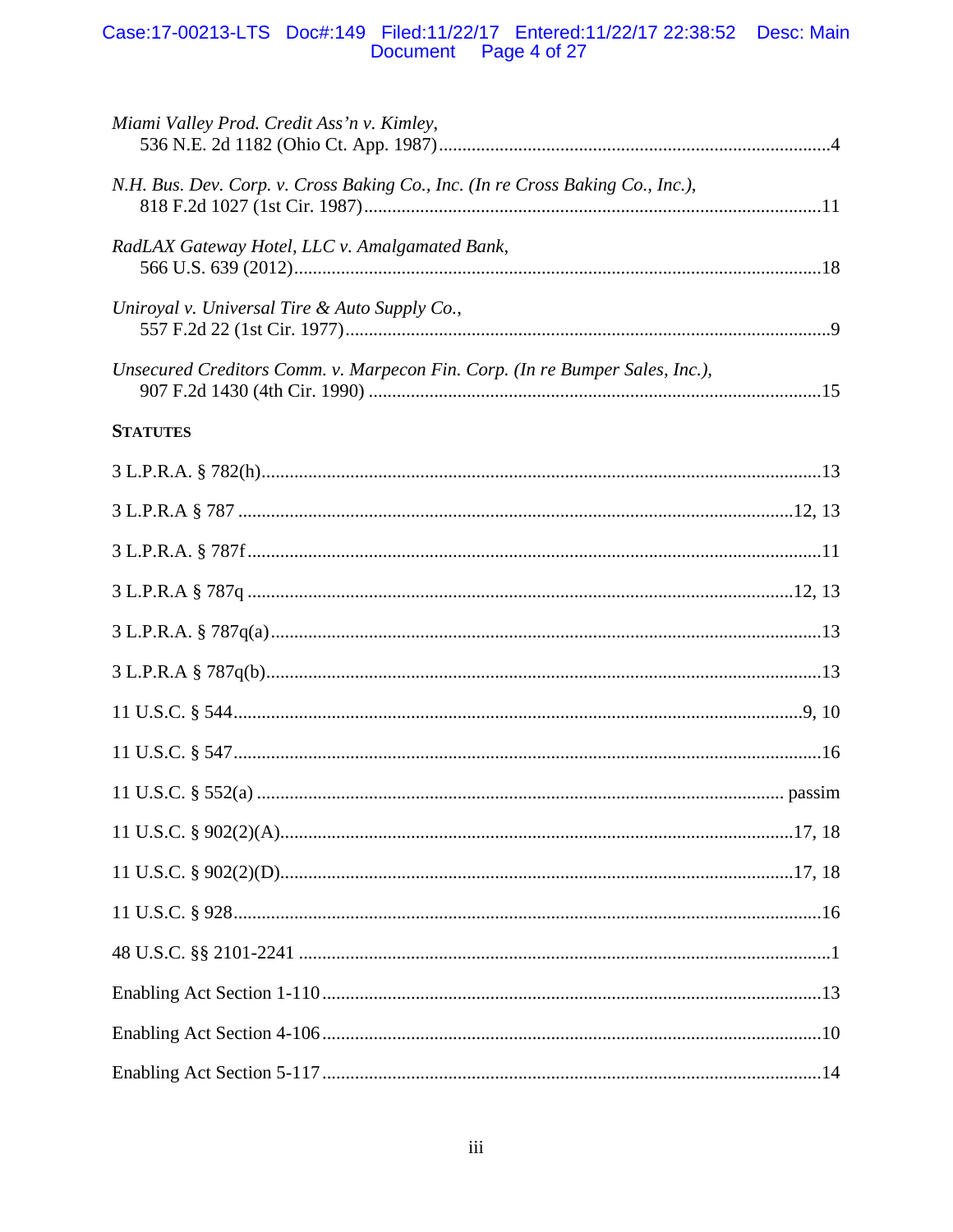*Miami Valley Prod. Credit Ass'n v. Kimley*,
536 N.E. 2d 1182 (Ohio Ct. App. 1987)....................................................................................4

*N.H. Bus. Dev. Corp. v. Cross Baking Co., Inc. (In re Cross Baking Co., Inc.)*,
818 F.2d 1027 (1st Cir. 1987)..................................................................................................11

*RadLAX Gateway Hotel, LLC v. Amalgamated Bank*,
566 U.S. 639 (2012)................................................................................................................18

*Uniroyal v. Universal Tire & Auto Supply Co.*,
557 F.2d 22 (1st Cir. 1977).......................................................................................................9

*Unsecured Creditors Comm. v. Marpecon Fin. Corp. (In re Bumper Sales, Inc.)*,
907 F.2d 1430 (4th Cir. 1990) ................................................................................................15

**STATUTES**

3 L.P.R.A. § 782(h)....................................................................................................................13

3 L.P.R.A § 787 ...................................................................................................................12, 13

3 L.P.R.A. § 787f.......................................................................................................................11

3 L.P.R.A § 787q ..................................................................................................................12, 13

3 L.P.R.A. § 787q(a)..................................................................................................................13

3 L.P.R.A § 787q(b)...................................................................................................................13

11 U.S.C. § 544......................................................................................................................9, 10

11 U.S.C. § 547..........................................................................................................................16

11 U.S.C. § 552(a) ............................................................................................................. passim

11 U.S.C. § 902(2)(A)..........................................................................................................17, 18

11 U.S.C. § 902(2)(D)..........................................................................................................17, 18

11 U.S.C. § 928..........................................................................................................................16

48 U.S.C. §§ 2101-2241 ..............................................................................................................1

Enabling Act Section 1-110........................................................................................................13

Enabling Act Section 4-106........................................................................................................10

Enabling Act Section 5-117........................................................................................................14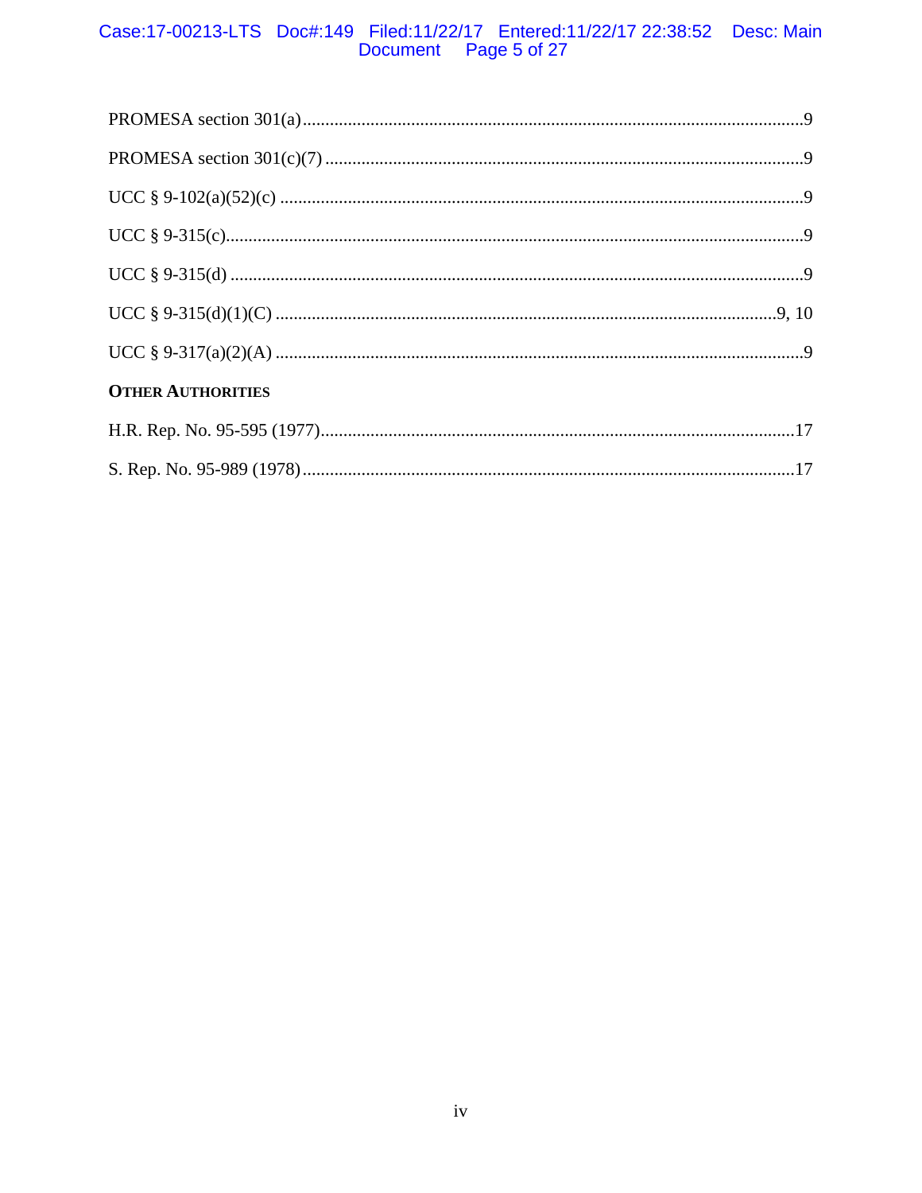PROMESA section 301(a) ..... 9

PROMESA section 301(c)(7) ..... 9

UCC § 9-102(a)(52)(c) ..... 9

UCC § 9-315(c) ..... 9

UCC § 9-315(d) ..... 9

UCC § 9-315(d)(1)(C) ..... 9, 10

UCC § 9-317(a)(2)(A) ..... 9

**OTHER AUTHORITIES**

H.R. Rep. No. 95-595 (1977) ..... 17

S. Rep. No. 95-989 (1978) ..... 17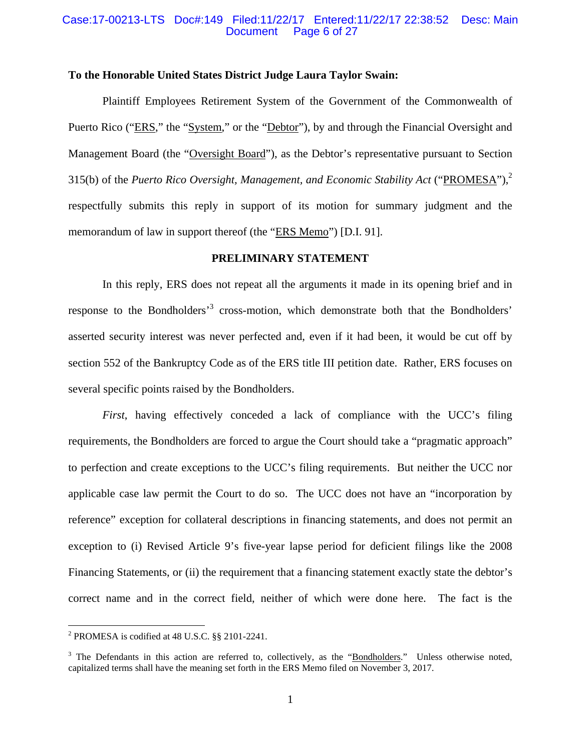**To the Honorable United States District Judge Laura Taylor Swain:**

Plaintiff Employees Retirement System of the Government of the Commonwealth of Puerto Rico ("ERS," the "System," or the "Debtor"), by and through the Financial Oversight and Management Board (the "Oversight Board"), as the Debtor's representative pursuant to Section 315(b) of the *Puerto Rico Oversight, Management, and Economic Stability Act* ("PROMESA"),[2] respectfully submits this reply in support of its motion for summary judgment and the memorandum of law in support thereof (the "ERS Memo") [D.I. 91].

**PRELIMINARY STATEMENT**

In this reply, ERS does not repeat all the arguments it made in its opening brief and in response to the Bondholders'[3] cross-motion, which demonstrate both that the Bondholders' asserted security interest was never perfected and, even if it had been, it would be cut off by section 552 of the Bankruptcy Code as of the ERS title III petition date. Rather, ERS focuses on several specific points raised by the Bondholders.

*First*, having effectively conceded a lack of compliance with the UCC's filing requirements, the Bondholders are forced to argue the Court should take a "pragmatic approach" to perfection and create exceptions to the UCC's filing requirements. But neither the UCC nor applicable case law permit the Court to do so. The UCC does not have an "incorporation by reference" exception for collateral descriptions in financing statements, and does not permit an exception to (i) Revised Article 9's five-year lapse period for deficient filings like the 2008 Financing Statements, or (ii) the requirement that a financing statement exactly state the debtor's correct name and in the correct field, neither of which were done here. The fact is the

---

[2] PROMESA is codified at 48 U.S.C. §§ 2101-2241.

[3] The Defendants in this action are referred to, collectively, as the "Bondholders." Unless otherwise noted, capitalized terms shall have the meaning set forth in the ERS Memo filed on November 3, 2017.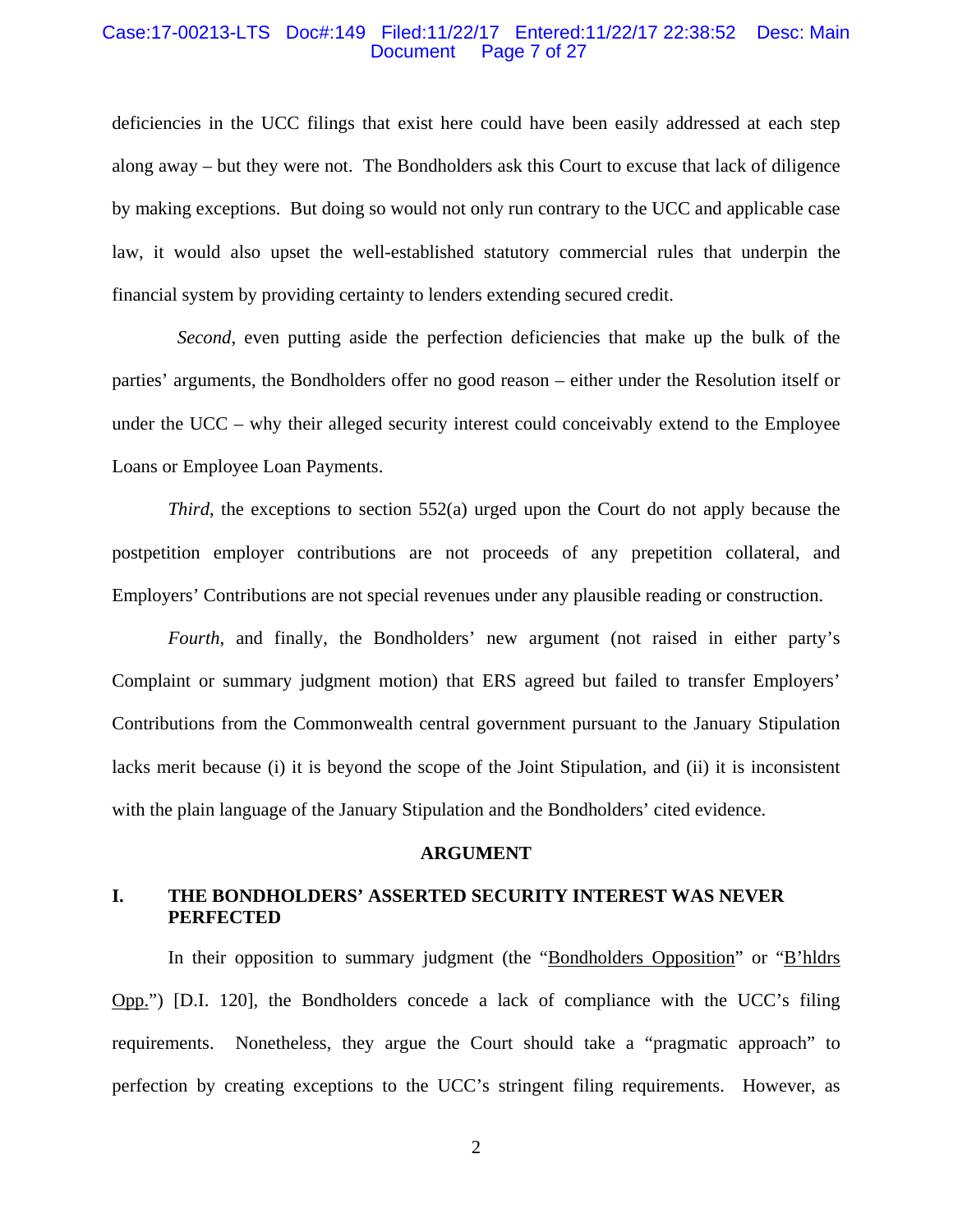deficiencies in the UCC filings that exist here could have been easily addressed at each step along away – but they were not. The Bondholders ask this Court to excuse that lack of diligence by making exceptions. But doing so would not only run contrary to the UCC and applicable case law, it would also upset the well-established statutory commercial rules that underpin the financial system by providing certainty to lenders extending secured credit.

*Second*, even putting aside the perfection deficiencies that make up the bulk of the parties' arguments, the Bondholders offer no good reason – either under the Resolution itself or under the UCC – why their alleged security interest could conceivably extend to the Employee Loans or Employee Loan Payments.

*Third*, the exceptions to section 552(a) urged upon the Court do not apply because the postpetition employer contributions are not proceeds of any prepetition collateral, and Employers' Contributions are not special revenues under any plausible reading or construction.

*Fourth*, and finally, the Bondholders' new argument (not raised in either party's Complaint or summary judgment motion) that ERS agreed but failed to transfer Employers' Contributions from the Commonwealth central government pursuant to the January Stipulation lacks merit because (i) it is beyond the scope of the Joint Stipulation, and (ii) it is inconsistent with the plain language of the January Stipulation and the Bondholders' cited evidence.

## ARGUMENT

### I. THE BONDHOLDERS' ASSERTED SECURITY INTEREST WAS NEVER PERFECTED

In their opposition to summary judgment (the "Bondholders Opposition" or "B'hldrs Opp.") [D.I. 120], the Bondholders concede a lack of compliance with the UCC's filing requirements. Nonetheless, they argue the Court should take a "pragmatic approach" to perfection by creating exceptions to the UCC's stringent filing requirements. However, as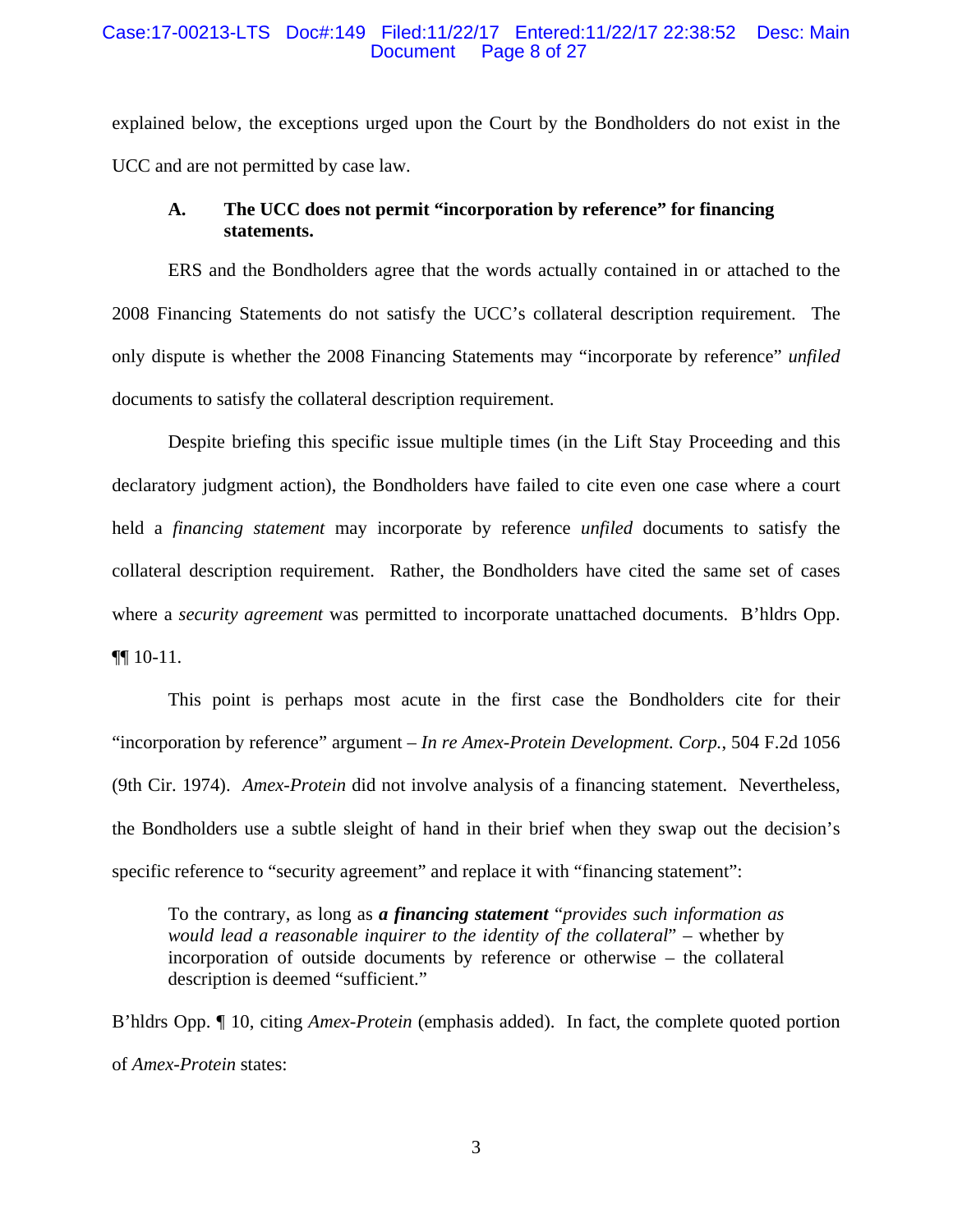explained below, the exceptions urged upon the Court by the Bondholders do not exist in the UCC and are not permitted by case law.

### A. The UCC does not permit "incorporation by reference" for financing statements.

ERS and the Bondholders agree that the words actually contained in or attached to the 2008 Financing Statements do not satisfy the UCC's collateral description requirement. The only dispute is whether the 2008 Financing Statements may "incorporate by reference" *unfiled* documents to satisfy the collateral description requirement.

Despite briefing this specific issue multiple times (in the Lift Stay Proceeding and this declaratory judgment action), the Bondholders have failed to cite even one case where a court held a *financing statement* may incorporate by reference *unfiled* documents to satisfy the collateral description requirement. Rather, the Bondholders have cited the same set of cases where a *security agreement* was permitted to incorporate unattached documents. B'hldrs Opp. ¶¶ 10-11.

This point is perhaps most acute in the first case the Bondholders cite for their "incorporation by reference" argument – *In re Amex-Protein Development. Corp.*, 504 F.2d 1056 (9th Cir. 1974). *Amex-Protein* did not involve analysis of a financing statement. Nevertheless, the Bondholders use a subtle sleight of hand in their brief when they swap out the decision's specific reference to "security agreement" and replace it with "financing statement":

> To the contrary, as long as ***a financing statement*** "*provides such information as would lead a reasonable inquirer to the identity of the collateral*" – whether by incorporation of outside documents by reference or otherwise – the collateral description is deemed "sufficient."

B'hldrs Opp. ¶ 10, citing *Amex-Protein* (emphasis added). In fact, the complete quoted portion of *Amex-Protein* states: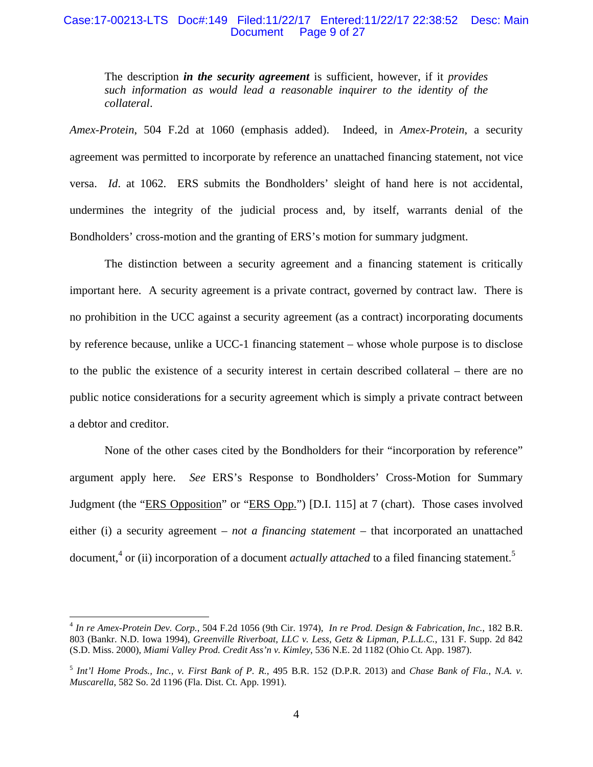> The description ***in the security agreement*** is sufficient, however, if it *provides such information as would lead a reasonable inquirer to the identity of the collateral*.

*Amex-Protein*, 504 F.2d at 1060 (emphasis added). Indeed, in *Amex-Protein*, a security agreement was permitted to incorporate by reference an unattached financing statement, not vice versa. *Id*. at 1062. ERS submits the Bondholders' sleight of hand here is not accidental, undermines the integrity of the judicial process and, by itself, warrants denial of the Bondholders' cross-motion and the granting of ERS's motion for summary judgment.

The distinction between a security agreement and a financing statement is critically important here. A security agreement is a private contract, governed by contract law. There is no prohibition in the UCC against a security agreement (as a contract) incorporating documents by reference because, unlike a UCC-1 financing statement – whose whole purpose is to disclose to the public the existence of a security interest in certain described collateral – there are no public notice considerations for a security agreement which is simply a private contract between a debtor and creditor.

None of the other cases cited by the Bondholders for their "incorporation by reference" argument apply here. *See* ERS's Response to Bondholders' Cross-Motion for Summary Judgment (the "ERS Opposition" or "ERS Opp.") [D.I. 115] at 7 (chart). Those cases involved either (i) a security agreement – *not a financing statement* – that incorporated an unattached document,[4] or (ii) incorporation of a document *actually attached* to a filed financing statement.[5]

---

[4] *In re Amex-Protein Dev. Corp.*, 504 F.2d 1056 (9th Cir. 1974), *In re Prod. Design & Fabrication, Inc.*, 182 B.R. 803 (Bankr. N.D. Iowa 1994), *Greenville Riverboat, LLC v. Less, Getz & Lipman, P.L.L.C.*, 131 F. Supp. 2d 842 (S.D. Miss. 2000), *Miami Valley Prod. Credit Ass'n v. Kimley*, 536 N.E. 2d 1182 (Ohio Ct. App. 1987).

[5] *Int'l Home Prods., Inc., v. First Bank of P. R.*, 495 B.R. 152 (D.P.R. 2013) and *Chase Bank of Fla., N.A. v. Muscarella*, 582 So. 2d 1196 (Fla. Dist. Ct. App. 1991).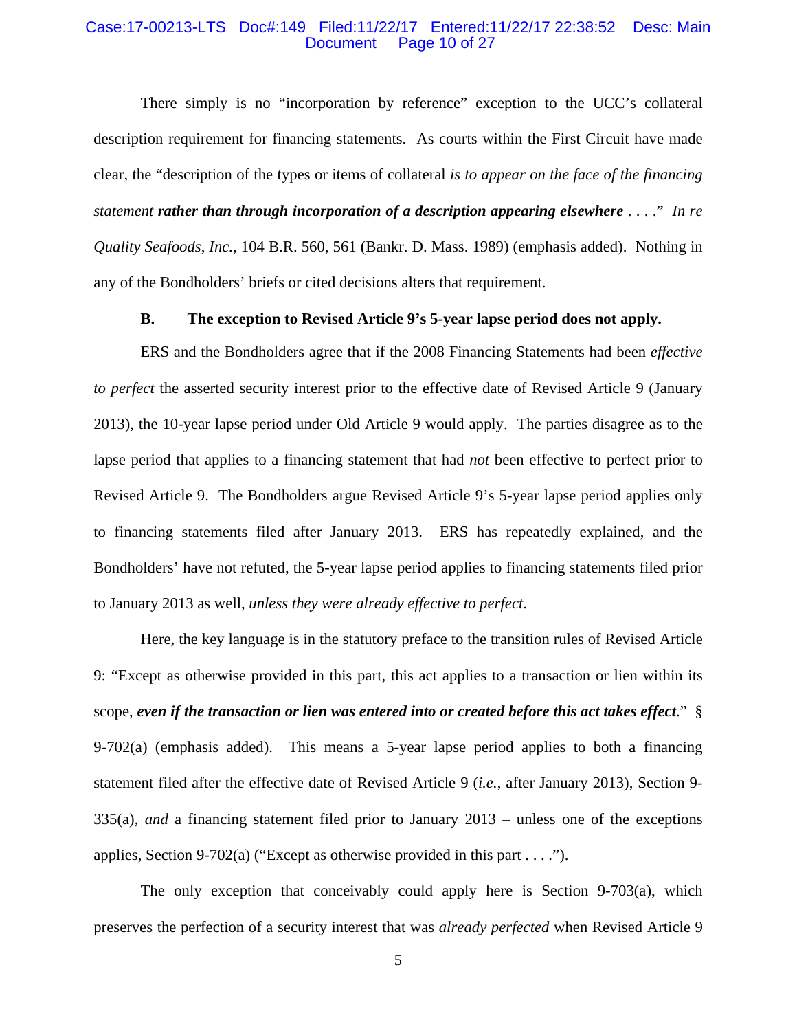There simply is no "incorporation by reference" exception to the UCC's collateral description requirement for financing statements. As courts within the First Circuit have made clear, the "description of the types or items of collateral *is to appear on the face of the financing statement* ***rather than through incorporation of a description appearing elsewhere*** . . . ." *In re Quality Seafoods, Inc.*, 104 B.R. 560, 561 (Bankr. D. Mass. 1989) (emphasis added). Nothing in any of the Bondholders' briefs or cited decisions alters that requirement.

### B. The exception to Revised Article 9's 5-year lapse period does not apply.

ERS and the Bondholders agree that if the 2008 Financing Statements had been *effective to perfect* the asserted security interest prior to the effective date of Revised Article 9 (January 2013), the 10-year lapse period under Old Article 9 would apply. The parties disagree as to the lapse period that applies to a financing statement that had *not* been effective to perfect prior to Revised Article 9. The Bondholders argue Revised Article 9's 5-year lapse period applies only to financing statements filed after January 2013. ERS has repeatedly explained, and the Bondholders' have not refuted, the 5-year lapse period applies to financing statements filed prior to January 2013 as well, *unless they were already effective to perfect*.

Here, the key language is in the statutory preface to the transition rules of Revised Article 9: "Except as otherwise provided in this part, this act applies to a transaction or lien within its scope, ***even if the transaction or lien was entered into or created before this act takes effect***." § 9-702(a) (emphasis added). This means a 5-year lapse period applies to both a financing statement filed after the effective date of Revised Article 9 (*i.e.*, after January 2013), Section 9-335(a), *and* a financing statement filed prior to January 2013 – unless one of the exceptions applies, Section 9-702(a) ("Except as otherwise provided in this part . . . .").

The only exception that conceivably could apply here is Section 9-703(a), which preserves the perfection of a security interest that was *already perfected* when Revised Article 9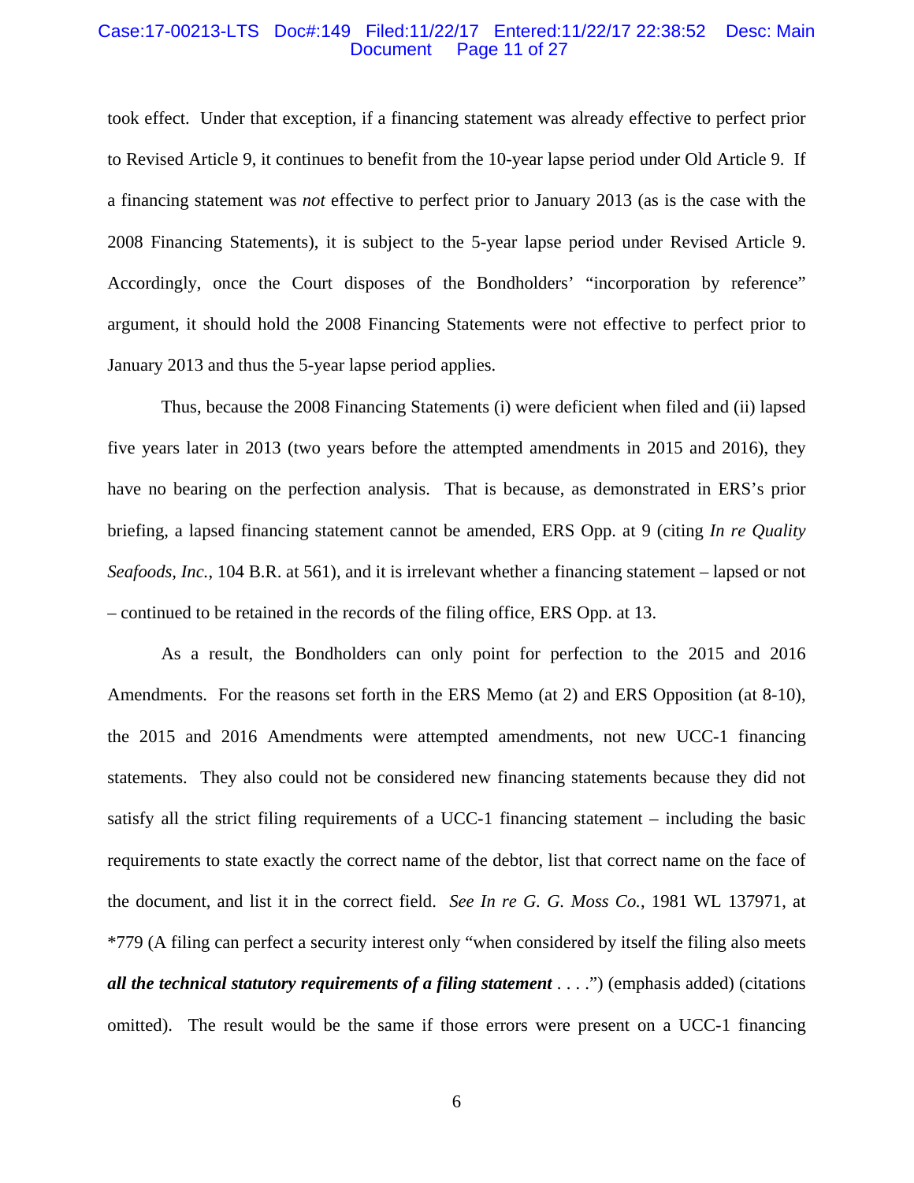took effect. Under that exception, if a financing statement was already effective to perfect prior to Revised Article 9, it continues to benefit from the 10-year lapse period under Old Article 9. If a financing statement was *not* effective to perfect prior to January 2013 (as is the case with the 2008 Financing Statements), it is subject to the 5-year lapse period under Revised Article 9. Accordingly, once the Court disposes of the Bondholders' "incorporation by reference" argument, it should hold the 2008 Financing Statements were not effective to perfect prior to January 2013 and thus the 5-year lapse period applies.

Thus, because the 2008 Financing Statements (i) were deficient when filed and (ii) lapsed five years later in 2013 (two years before the attempted amendments in 2015 and 2016), they have no bearing on the perfection analysis. That is because, as demonstrated in ERS's prior briefing, a lapsed financing statement cannot be amended, ERS Opp. at 9 (citing *In re Quality Seafoods, Inc.*, 104 B.R. at 561), and it is irrelevant whether a financing statement – lapsed or not – continued to be retained in the records of the filing office, ERS Opp. at 13.

As a result, the Bondholders can only point for perfection to the 2015 and 2016 Amendments. For the reasons set forth in the ERS Memo (at 2) and ERS Opposition (at 8-10), the 2015 and 2016 Amendments were attempted amendments, not new UCC-1 financing statements. They also could not be considered new financing statements because they did not satisfy all the strict filing requirements of a UCC-1 financing statement – including the basic requirements to state exactly the correct name of the debtor, list that correct name on the face of the document, and list it in the correct field. *See In re G. G. Moss Co.*, 1981 WL 137971, at *779 (A filing can perfect a security interest only "when considered by itself the filing also meets ***all the technical statutory requirements of a filing statement*** . . . .") (emphasis added) (citations omitted). The result would be the same if those errors were present on a UCC-1 financing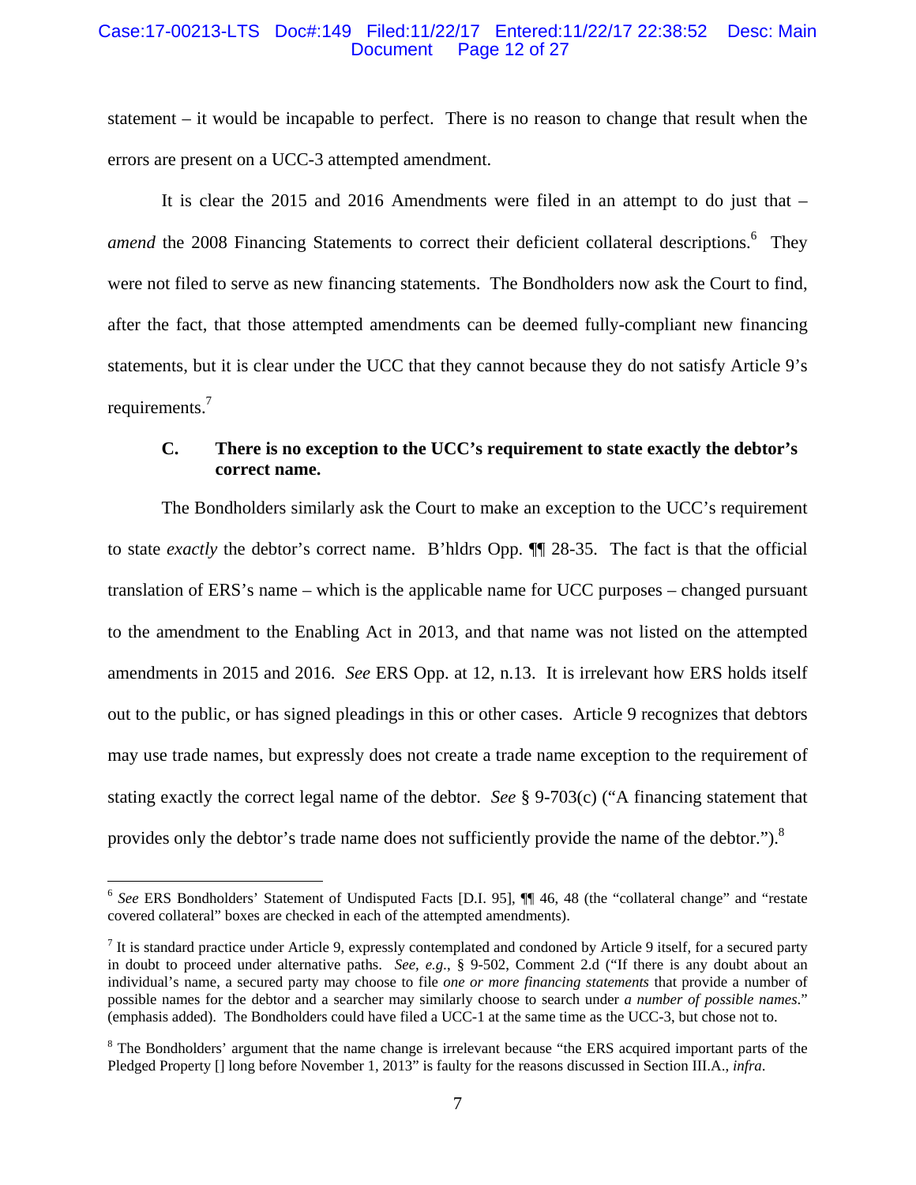statement – it would be incapable to perfect. There is no reason to change that result when the errors are present on a UCC-3 attempted amendment.

It is clear the 2015 and 2016 Amendments were filed in an attempt to do just that – *amend* the 2008 Financing Statements to correct their deficient collateral descriptions.[6] They were not filed to serve as new financing statements. The Bondholders now ask the Court to find, after the fact, that those attempted amendments can be deemed fully-compliant new financing statements, but it is clear under the UCC that they cannot because they do not satisfy Article 9's requirements.[7]

### C. There is no exception to the UCC's requirement to state exactly the debtor's correct name.

The Bondholders similarly ask the Court to make an exception to the UCC's requirement to state *exactly* the debtor's correct name. B'hldrs Opp. ¶¶ 28-35. The fact is that the official translation of ERS's name – which is the applicable name for UCC purposes – changed pursuant to the amendment to the Enabling Act in 2013, and that name was not listed on the attempted amendments in 2015 and 2016. *See* ERS Opp. at 12, n.13. It is irrelevant how ERS holds itself out to the public, or has signed pleadings in this or other cases. Article 9 recognizes that debtors may use trade names, but expressly does not create a trade name exception to the requirement of stating exactly the correct legal name of the debtor. *See* § 9-703(c) ("A financing statement that provides only the debtor's trade name does not sufficiently provide the name of the debtor.").[8]

---

[6] *See* ERS Bondholders' Statement of Undisputed Facts [D.I. 95], ¶¶ 46, 48 (the "collateral change" and "restate covered collateral" boxes are checked in each of the attempted amendments).

[7] It is standard practice under Article 9, expressly contemplated and condoned by Article 9 itself, for a secured party in doubt to proceed under alternative paths. *See, e.g.*, § 9-502, Comment 2.d ("If there is any doubt about an individual's name, a secured party may choose to file *one or more financing statements* that provide a number of possible names for the debtor and a searcher may similarly choose to search under *a number of possible names*." (emphasis added). The Bondholders could have filed a UCC-1 at the same time as the UCC-3, but chose not to.

[8] The Bondholders' argument that the name change is irrelevant because "the ERS acquired important parts of the Pledged Property [] long before November 1, 2013" is faulty for the reasons discussed in Section III.A., *infra*.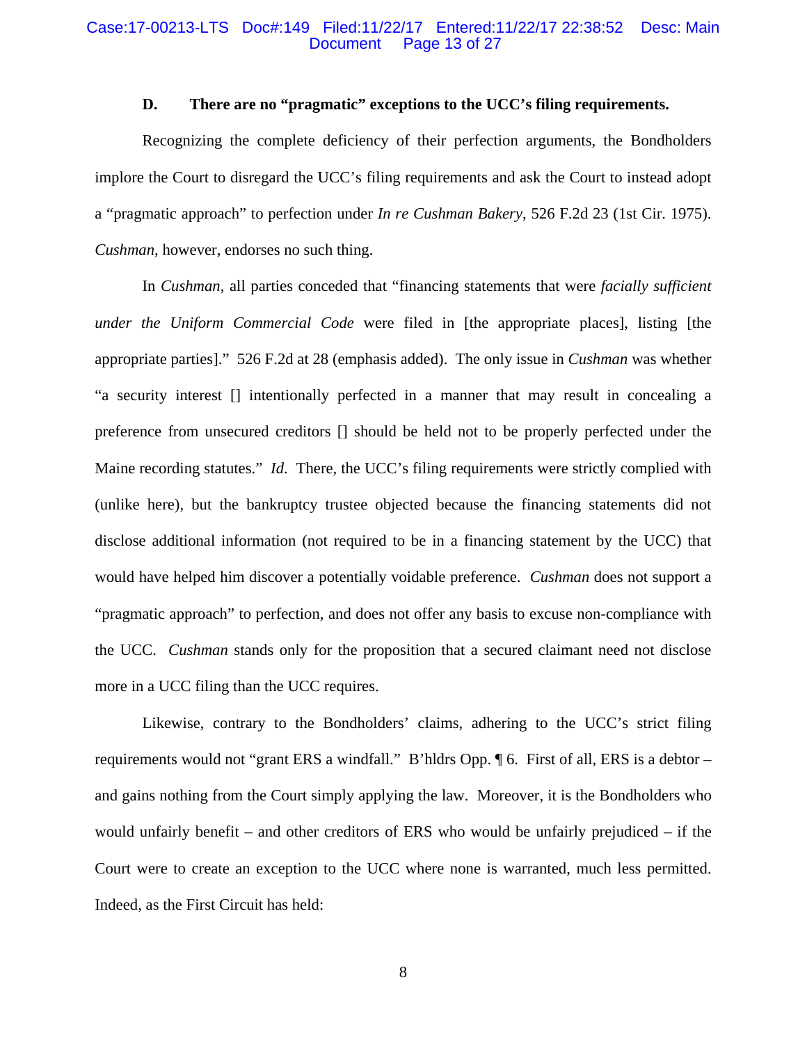### D. There are no "pragmatic" exceptions to the UCC's filing requirements.

Recognizing the complete deficiency of their perfection arguments, the Bondholders implore the Court to disregard the UCC's filing requirements and ask the Court to instead adopt a "pragmatic approach" to perfection under *In re Cushman Bakery*, 526 F.2d 23 (1st Cir. 1975). *Cushman*, however, endorses no such thing.

In *Cushman*, all parties conceded that "financing statements that were *facially sufficient under the Uniform Commercial Code* were filed in [the appropriate places], listing [the appropriate parties]." 526 F.2d at 28 (emphasis added). The only issue in *Cushman* was whether "a security interest [] intentionally perfected in a manner that may result in concealing a preference from unsecured creditors [] should be held not to be properly perfected under the Maine recording statutes." *Id*. There, the UCC's filing requirements were strictly complied with (unlike here), but the bankruptcy trustee objected because the financing statements did not disclose additional information (not required to be in a financing statement by the UCC) that would have helped him discover a potentially voidable preference. *Cushman* does not support a "pragmatic approach" to perfection, and does not offer any basis to excuse non-compliance with the UCC. *Cushman* stands only for the proposition that a secured claimant need not disclose more in a UCC filing than the UCC requires.

Likewise, contrary to the Bondholders' claims, adhering to the UCC's strict filing requirements would not "grant ERS a windfall." B'hldrs Opp. ¶ 6. First of all, ERS is a debtor – and gains nothing from the Court simply applying the law. Moreover, it is the Bondholders who would unfairly benefit – and other creditors of ERS who would be unfairly prejudiced – if the Court were to create an exception to the UCC where none is warranted, much less permitted. Indeed, as the First Circuit has held: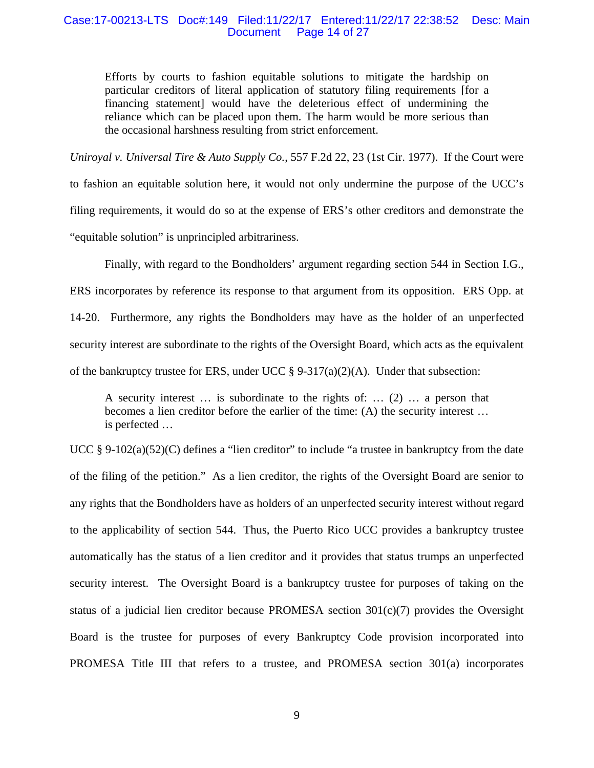> Efforts by courts to fashion equitable solutions to mitigate the hardship on particular creditors of literal application of statutory filing requirements [for a financing statement] would have the deleterious effect of undermining the reliance which can be placed upon them. The harm would be more serious than the occasional harshness resulting from strict enforcement.

*Uniroyal v. Universal Tire & Auto Supply Co.*, 557 F.2d 22, 23 (1st Cir. 1977). If the Court were to fashion an equitable solution here, it would not only undermine the purpose of the UCC's filing requirements, it would do so at the expense of ERS's other creditors and demonstrate the "equitable solution" is unprincipled arbitrariness.

Finally, with regard to the Bondholders' argument regarding section 544 in Section I.G., ERS incorporates by reference its response to that argument from its opposition. ERS Opp. at 14-20. Furthermore, any rights the Bondholders may have as the holder of an unperfected security interest are subordinate to the rights of the Oversight Board, which acts as the equivalent of the bankruptcy trustee for ERS, under UCC § 9-317(a)(2)(A). Under that subsection:

> A security interest … is subordinate to the rights of: … (2) … a person that becomes a lien creditor before the earlier of the time: (A) the security interest … is perfected …

UCC § 9-102(a)(52)(C) defines a "lien creditor" to include "a trustee in bankruptcy from the date of the filing of the petition." As a lien creditor, the rights of the Oversight Board are senior to any rights that the Bondholders have as holders of an unperfected security interest without regard to the applicability of section 544. Thus, the Puerto Rico UCC provides a bankruptcy trustee automatically has the status of a lien creditor and it provides that status trumps an unperfected security interest. The Oversight Board is a bankruptcy trustee for purposes of taking on the status of a judicial lien creditor because PROMESA section 301(c)(7) provides the Oversight Board is the trustee for purposes of every Bankruptcy Code provision incorporated into PROMESA Title III that refers to a trustee, and PROMESA section 301(a) incorporates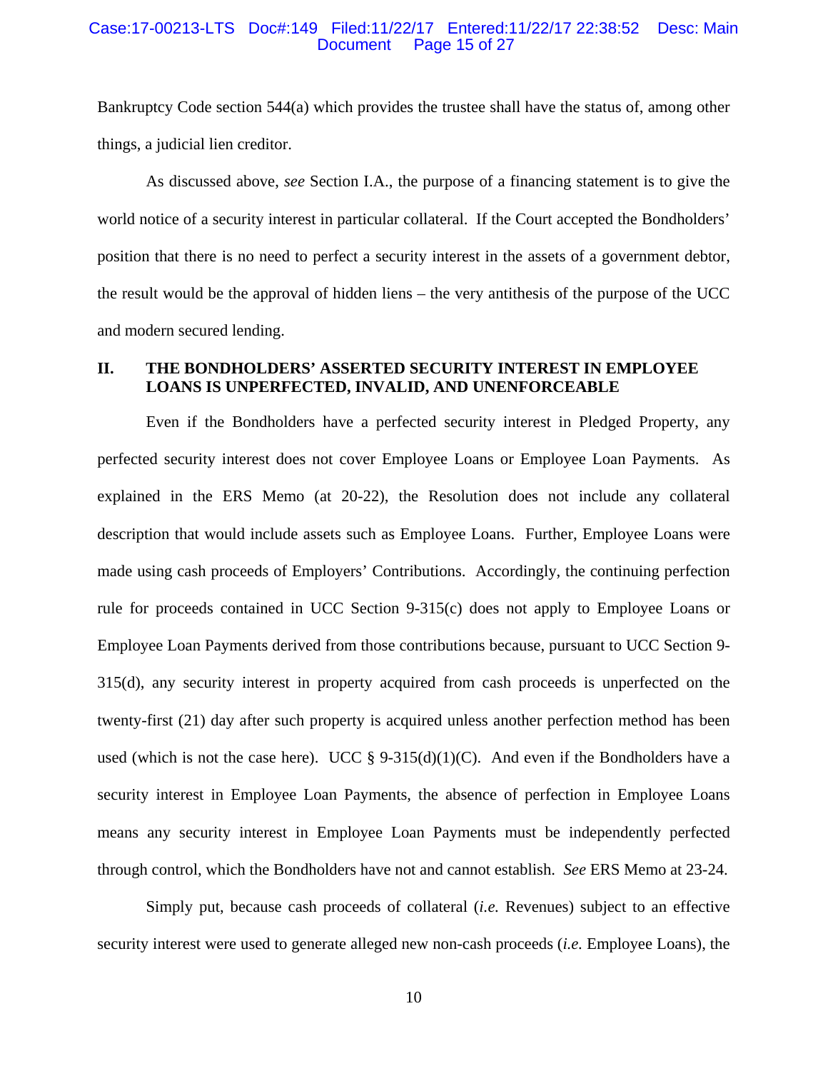Bankruptcy Code section 544(a) which provides the trustee shall have the status of, among other things, a judicial lien creditor.

As discussed above, *see* Section I.A., the purpose of a financing statement is to give the world notice of a security interest in particular collateral. If the Court accepted the Bondholders' position that there is no need to perfect a security interest in the assets of a government debtor, the result would be the approval of hidden liens – the very antithesis of the purpose of the UCC and modern secured lending.

## II. THE BONDHOLDERS' ASSERTED SECURITY INTEREST IN EMPLOYEE LOANS IS UNPERFECTED, INVALID, AND UNENFORCEABLE

Even if the Bondholders have a perfected security interest in Pledged Property, any perfected security interest does not cover Employee Loans or Employee Loan Payments. As explained in the ERS Memo (at 20-22), the Resolution does not include any collateral description that would include assets such as Employee Loans. Further, Employee Loans were made using cash proceeds of Employers' Contributions. Accordingly, the continuing perfection rule for proceeds contained in UCC Section 9-315(c) does not apply to Employee Loans or Employee Loan Payments derived from those contributions because, pursuant to UCC Section 9-315(d), any security interest in property acquired from cash proceeds is unperfected on the twenty-first (21) day after such property is acquired unless another perfection method has been used (which is not the case here). UCC § 9-315(d)(1)(C). And even if the Bondholders have a security interest in Employee Loan Payments, the absence of perfection in Employee Loans means any security interest in Employee Loan Payments must be independently perfected through control, which the Bondholders have not and cannot establish. *See* ERS Memo at 23-24.

Simply put, because cash proceeds of collateral (*i.e.* Revenues) subject to an effective security interest were used to generate alleged new non-cash proceeds (*i.e.* Employee Loans), the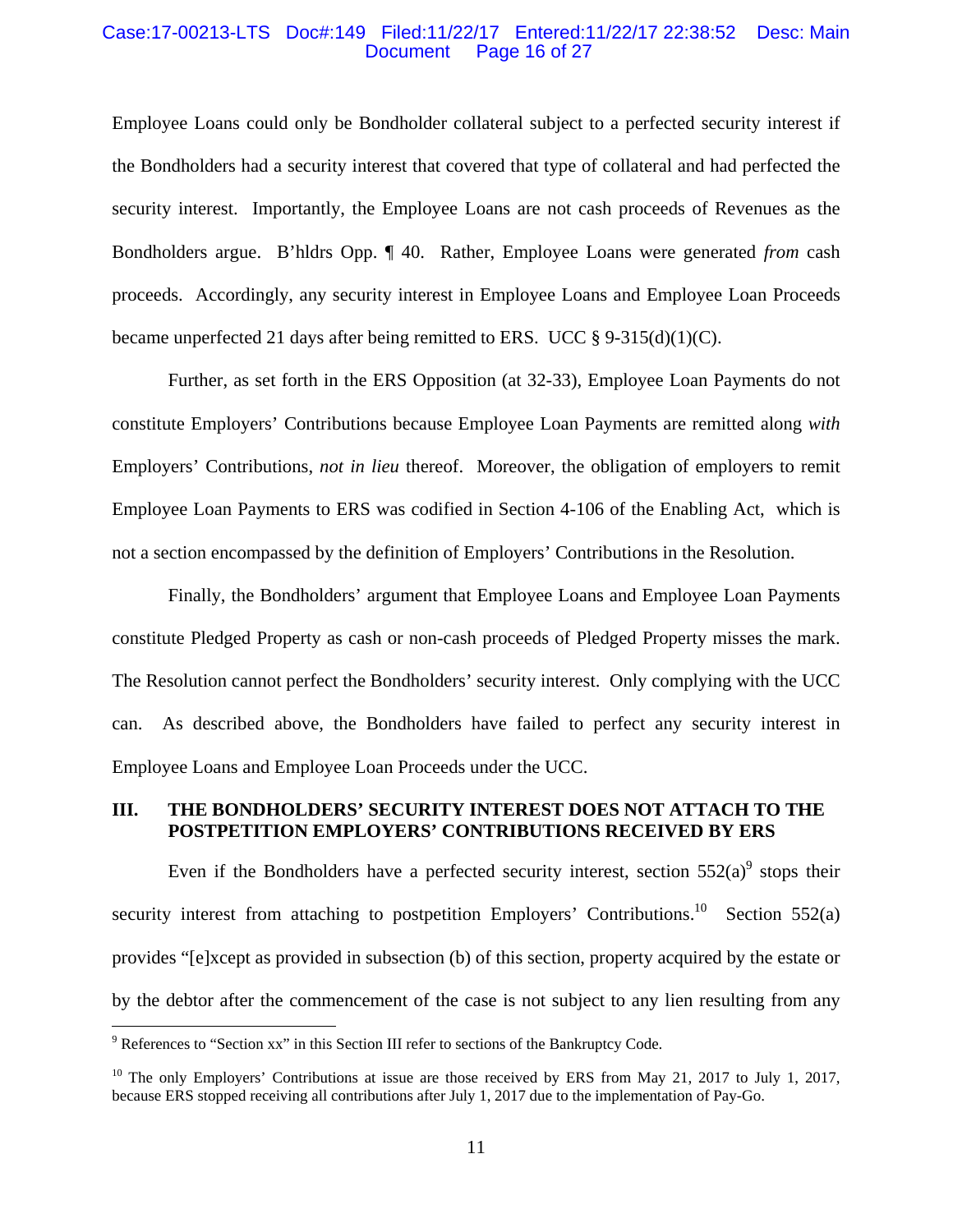Employee Loans could only be Bondholder collateral subject to a perfected security interest if the Bondholders had a security interest that covered that type of collateral and had perfected the security interest. Importantly, the Employee Loans are not cash proceeds of Revenues as the Bondholders argue. B'hldrs Opp. ¶ 40. Rather, Employee Loans were generated *from* cash proceeds. Accordingly, any security interest in Employee Loans and Employee Loan Proceeds became unperfected 21 days after being remitted to ERS. UCC § 9-315(d)(1)(C).

Further, as set forth in the ERS Opposition (at 32-33), Employee Loan Payments do not constitute Employers' Contributions because Employee Loan Payments are remitted along *with* Employers' Contributions, *not in lieu* thereof. Moreover, the obligation of employers to remit Employee Loan Payments to ERS was codified in Section 4-106 of the Enabling Act, which is not a section encompassed by the definition of Employers' Contributions in the Resolution.

Finally, the Bondholders' argument that Employee Loans and Employee Loan Payments constitute Pledged Property as cash or non-cash proceeds of Pledged Property misses the mark. The Resolution cannot perfect the Bondholders' security interest. Only complying with the UCC can. As described above, the Bondholders have failed to perfect any security interest in Employee Loans and Employee Loan Proceeds under the UCC.

## III. THE BONDHOLDERS' SECURITY INTEREST DOES NOT ATTACH TO THE POSTPETITION EMPLOYERS' CONTRIBUTIONS RECEIVED BY ERS

Even if the Bondholders have a perfected security interest, section 552(a)[9] stops their security interest from attaching to postpetition Employers' Contributions.[10] Section 552(a) provides "[e]xcept as provided in subsection (b) of this section, property acquired by the estate or by the debtor after the commencement of the case is not subject to any lien resulting from any

[9] References to "Section xx" in this Section III refer to sections of the Bankruptcy Code.

[10] The only Employers' Contributions at issue are those received by ERS from May 21, 2017 to July 1, 2017, because ERS stopped receiving all contributions after July 1, 2017 due to the implementation of Pay-Go.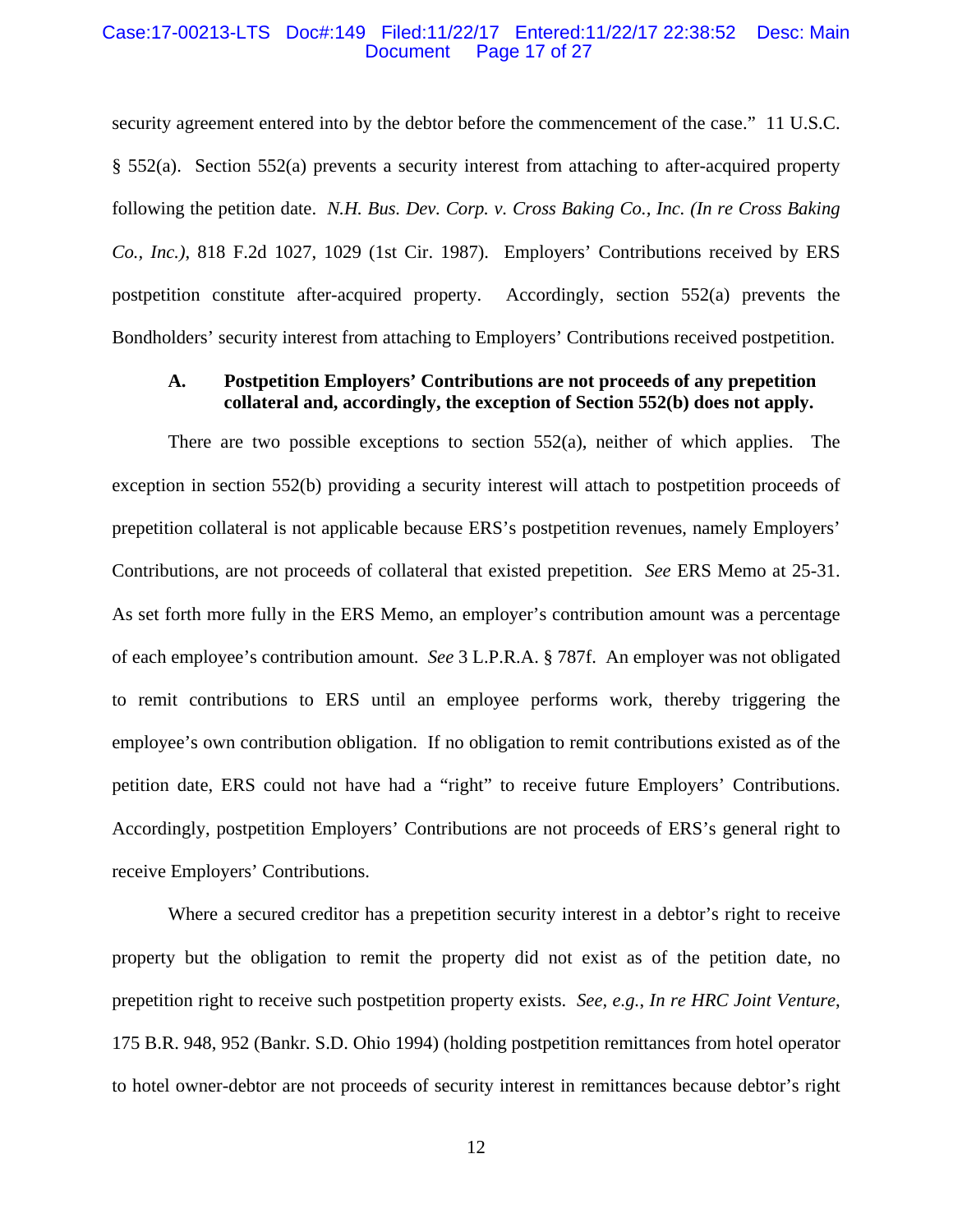security agreement entered into by the debtor before the commencement of the case." 11 U.S.C. § 552(a). Section 552(a) prevents a security interest from attaching to after-acquired property following the petition date. *N.H. Bus. Dev. Corp. v. Cross Baking Co., Inc. (In re Cross Baking Co., Inc.)*, 818 F.2d 1027, 1029 (1st Cir. 1987). Employers' Contributions received by ERS postpetition constitute after-acquired property. Accordingly, section 552(a) prevents the Bondholders' security interest from attaching to Employers' Contributions received postpetition.

### A. Postpetition Employers' Contributions are not proceeds of any prepetition collateral and, accordingly, the exception of Section 552(b) does not apply.

There are two possible exceptions to section 552(a), neither of which applies. The exception in section 552(b) providing a security interest will attach to postpetition proceeds of prepetition collateral is not applicable because ERS's postpetition revenues, namely Employers' Contributions, are not proceeds of collateral that existed prepetition. *See* ERS Memo at 25-31. As set forth more fully in the ERS Memo, an employer's contribution amount was a percentage of each employee's contribution amount. *See* 3 L.P.R.A. § 787f. An employer was not obligated to remit contributions to ERS until an employee performs work, thereby triggering the employee's own contribution obligation. If no obligation to remit contributions existed as of the petition date, ERS could not have had a "right" to receive future Employers' Contributions. Accordingly, postpetition Employers' Contributions are not proceeds of ERS's general right to receive Employers' Contributions.

Where a secured creditor has a prepetition security interest in a debtor's right to receive property but the obligation to remit the property did not exist as of the petition date, no prepetition right to receive such postpetition property exists. *See, e.g.*, *In re HRC Joint Venture*, 175 B.R. 948, 952 (Bankr. S.D. Ohio 1994) (holding postpetition remittances from hotel operator to hotel owner-debtor are not proceeds of security interest in remittances because debtor's right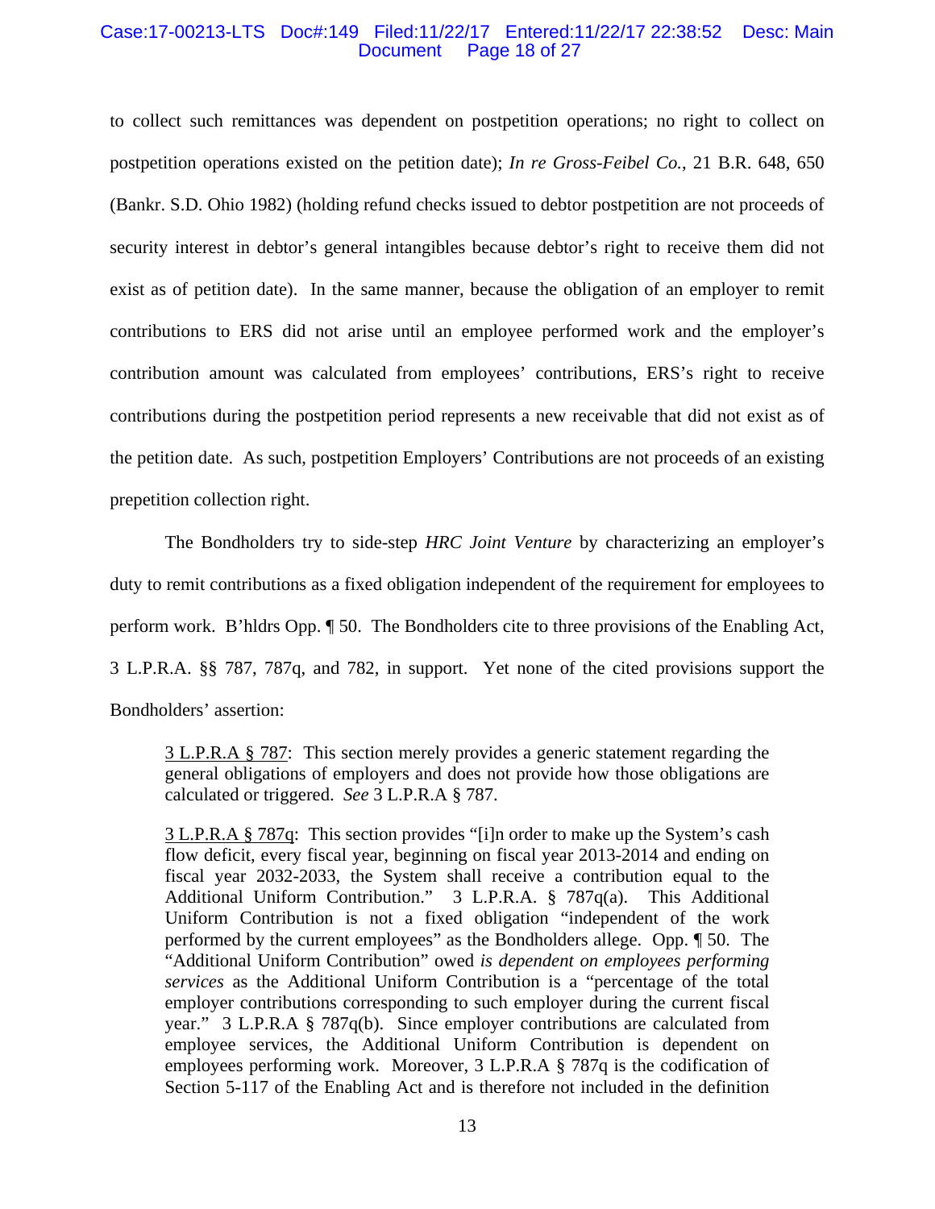to collect such remittances was dependent on postpetition operations; no right to collect on postpetition operations existed on the petition date); *In re Gross-Feibel Co.*, 21 B.R. 648, 650 (Bankr. S.D. Ohio 1982) (holding refund checks issued to debtor postpetition are not proceeds of security interest in debtor's general intangibles because debtor's right to receive them did not exist as of petition date). In the same manner, because the obligation of an employer to remit contributions to ERS did not arise until an employee performed work and the employer's contribution amount was calculated from employees' contributions, ERS's right to receive contributions during the postpetition period represents a new receivable that did not exist as of the petition date. As such, postpetition Employers' Contributions are not proceeds of an existing prepetition collection right.

The Bondholders try to side-step *HRC Joint Venture* by characterizing an employer's duty to remit contributions as a fixed obligation independent of the requirement for employees to perform work. B'hldrs Opp. ¶ 50. The Bondholders cite to three provisions of the Enabling Act, 3 L.P.R.A. §§ 787, 787q, and 782, in support. Yet none of the cited provisions support the Bondholders' assertion:

> <u>3 L.P.R.A § 787</u>: This section merely provides a generic statement regarding the general obligations of employers and does not provide how those obligations are calculated or triggered. *See* 3 L.P.R.A § 787.
>
> <u>3 L.P.R.A § 787q</u>: This section provides "[i]n order to make up the System's cash flow deficit, every fiscal year, beginning on fiscal year 2013-2014 and ending on fiscal year 2032-2033, the System shall receive a contribution equal to the Additional Uniform Contribution." 3 L.P.R.A. § 787q(a). This Additional Uniform Contribution is not a fixed obligation "independent of the work performed by the current employees" as the Bondholders allege. Opp. ¶ 50. The "Additional Uniform Contribution" owed *is dependent on employees performing services* as the Additional Uniform Contribution is a "percentage of the total employer contributions corresponding to such employer during the current fiscal year." 3 L.P.R.A § 787q(b). Since employer contributions are calculated from employee services, the Additional Uniform Contribution is dependent on employees performing work. Moreover, 3 L.P.R.A § 787q is the codification of Section 5-117 of the Enabling Act and is therefore not included in the definition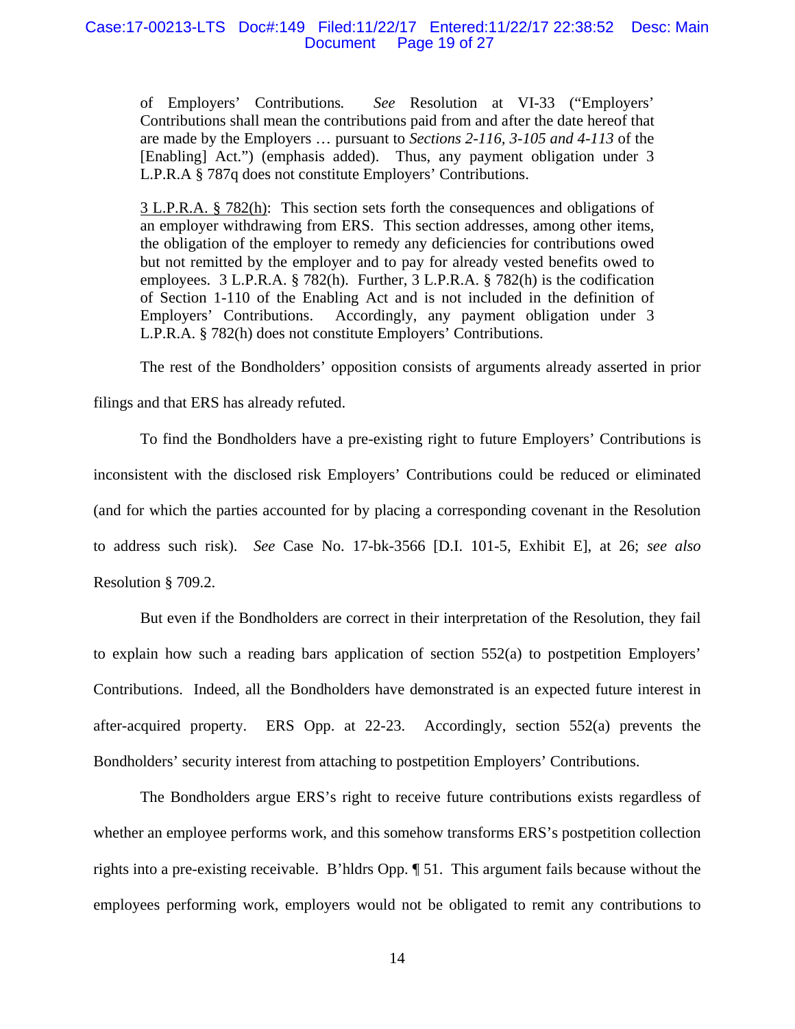> of Employers' Contributions. *See* Resolution at VI-33 ("Employers' Contributions shall mean the contributions paid from and after the date hereof that are made by the Employers … pursuant to *Sections 2-116, 3-105 and 4-113* of the [Enabling] Act.") (emphasis added). Thus, any payment obligation under 3 L.P.R.A § 787q does not constitute Employers' Contributions.
>
> <u>3 L.P.R.A. § 782(h)</u>: This section sets forth the consequences and obligations of an employer withdrawing from ERS. This section addresses, among other items, the obligation of the employer to remedy any deficiencies for contributions owed but not remitted by the employer and to pay for already vested benefits owed to employees. 3 L.P.R.A. § 782(h). Further, 3 L.P.R.A. § 782(h) is the codification of Section 1-110 of the Enabling Act and is not included in the definition of Employers' Contributions. Accordingly, any payment obligation under 3 L.P.R.A. § 782(h) does not constitute Employers' Contributions.

The rest of the Bondholders' opposition consists of arguments already asserted in prior filings and that ERS has already refuted.

To find the Bondholders have a pre-existing right to future Employers' Contributions is inconsistent with the disclosed risk Employers' Contributions could be reduced or eliminated (and for which the parties accounted for by placing a corresponding covenant in the Resolution to address such risk). *See* Case No. 17-bk-3566 [D.I. 101-5, Exhibit E], at 26; *see also* Resolution § 709.2.

But even if the Bondholders are correct in their interpretation of the Resolution, they fail to explain how such a reading bars application of section 552(a) to postpetition Employers' Contributions. Indeed, all the Bondholders have demonstrated is an expected future interest in after-acquired property. ERS Opp. at 22-23. Accordingly, section 552(a) prevents the Bondholders' security interest from attaching to postpetition Employers' Contributions.

The Bondholders argue ERS's right to receive future contributions exists regardless of whether an employee performs work, and this somehow transforms ERS's postpetition collection rights into a pre-existing receivable. B'hldrs Opp. ¶ 51. This argument fails because without the employees performing work, employers would not be obligated to remit any contributions to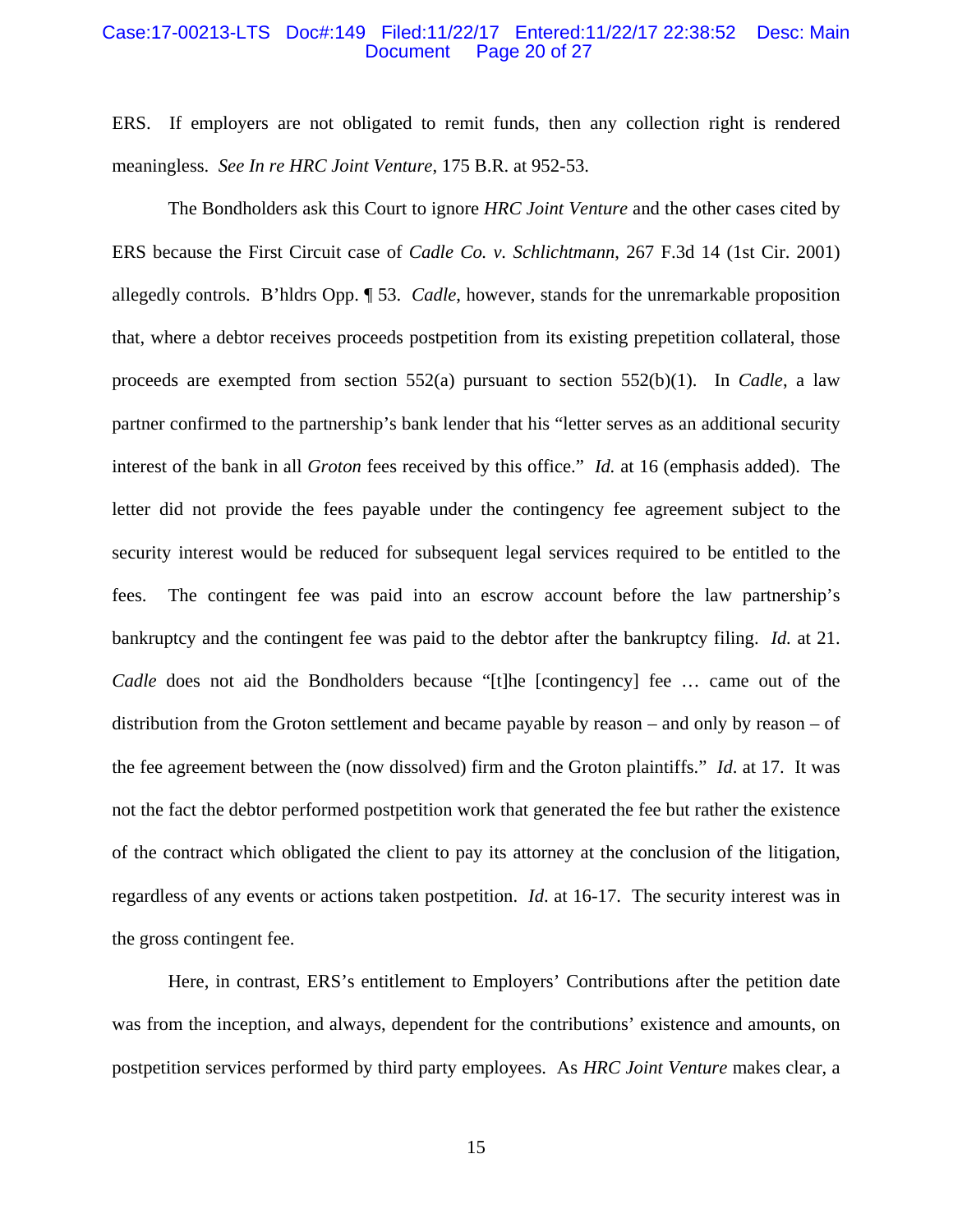ERS. If employers are not obligated to remit funds, then any collection right is rendered meaningless. *See In re HRC Joint Venture*, 175 B.R. at 952-53.

The Bondholders ask this Court to ignore *HRC Joint Venture* and the other cases cited by ERS because the First Circuit case of *Cadle Co. v. Schlichtmann*, 267 F.3d 14 (1st Cir. 2001) allegedly controls. B'hldrs Opp. ¶ 53. *Cadle*, however, stands for the unremarkable proposition that, where a debtor receives proceeds postpetition from its existing prepetition collateral, those proceeds are exempted from section 552(a) pursuant to section 552(b)(1). In *Cadle*, a law partner confirmed to the partnership's bank lender that his "letter serves as an additional security interest of the bank in all *Groton* fees received by this office." *Id.* at 16 (emphasis added). The letter did not provide the fees payable under the contingency fee agreement subject to the security interest would be reduced for subsequent legal services required to be entitled to the fees. The contingent fee was paid into an escrow account before the law partnership's bankruptcy and the contingent fee was paid to the debtor after the bankruptcy filing. *Id.* at 21. *Cadle* does not aid the Bondholders because "[t]he [contingency] fee … came out of the distribution from the Groton settlement and became payable by reason – and only by reason – of the fee agreement between the (now dissolved) firm and the Groton plaintiffs." *Id*. at 17. It was not the fact the debtor performed postpetition work that generated the fee but rather the existence of the contract which obligated the client to pay its attorney at the conclusion of the litigation, regardless of any events or actions taken postpetition. *Id*. at 16-17. The security interest was in the gross contingent fee.

Here, in contrast, ERS's entitlement to Employers' Contributions after the petition date was from the inception, and always, dependent for the contributions' existence and amounts, on postpetition services performed by third party employees. As *HRC Joint Venture* makes clear, a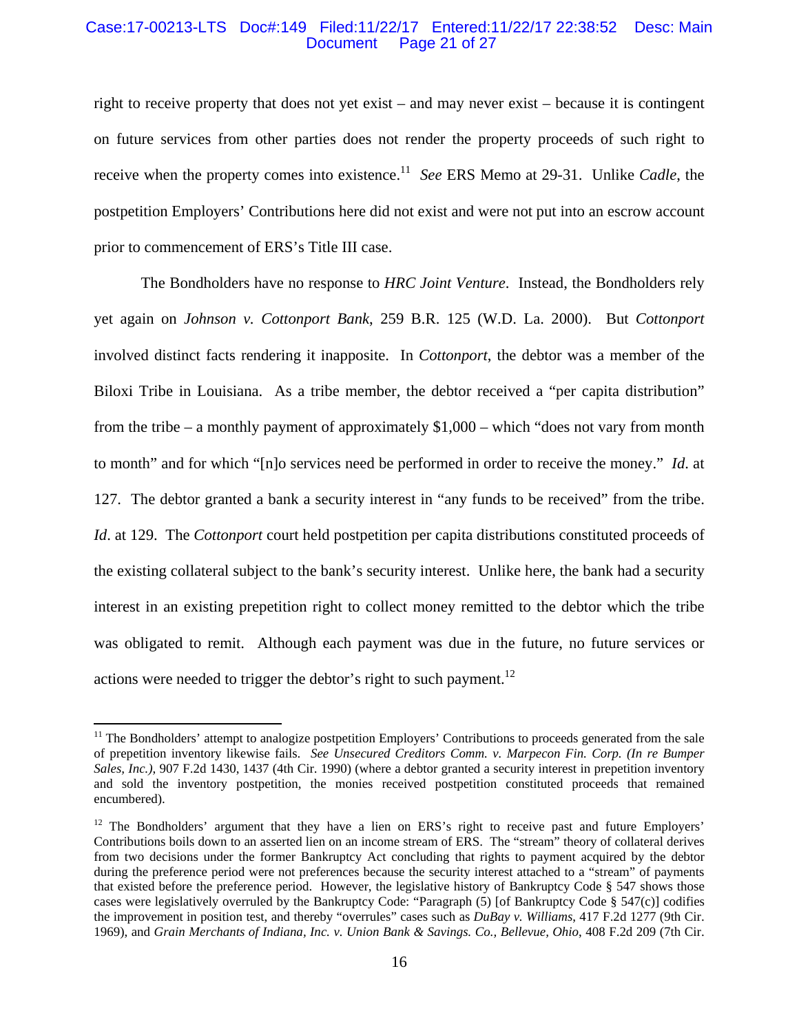right to receive property that does not yet exist – and may never exist – because it is contingent on future services from other parties does not render the property proceeds of such right to receive when the property comes into existence.[11] *See* ERS Memo at 29-31. Unlike *Cadle*, the postpetition Employers' Contributions here did not exist and were not put into an escrow account prior to commencement of ERS's Title III case.

The Bondholders have no response to *HRC Joint Venture*. Instead, the Bondholders rely yet again on *Johnson v. Cottonport Bank*, 259 B.R. 125 (W.D. La. 2000). But *Cottonport* involved distinct facts rendering it inapposite. In *Cottonport*, the debtor was a member of the Biloxi Tribe in Louisiana. As a tribe member, the debtor received a "per capita distribution" from the tribe – a monthly payment of approximately $1,000 – which "does not vary from month to month" and for which "[n]o services need be performed in order to receive the money." *Id*. at 127. The debtor granted a bank a security interest in "any funds to be received" from the tribe. *Id*. at 129. The *Cottonport* court held postpetition per capita distributions constituted proceeds of the existing collateral subject to the bank's security interest. Unlike here, the bank had a security interest in an existing prepetition right to collect money remitted to the debtor which the tribe was obligated to remit. Although each payment was due in the future, no future services or actions were needed to trigger the debtor's right to such payment.[12]

---

[11] The Bondholders' attempt to analogize postpetition Employers' Contributions to proceeds generated from the sale of prepetition inventory likewise fails. *See Unsecured Creditors Comm. v. Marpecon Fin. Corp. (In re Bumper Sales, Inc.)*, 907 F.2d 1430, 1437 (4th Cir. 1990) (where a debtor granted a security interest in prepetition inventory and sold the inventory postpetition, the monies received postpetition constituted proceeds that remained encumbered).

[12] The Bondholders' argument that they have a lien on ERS's right to receive past and future Employers' Contributions boils down to an asserted lien on an income stream of ERS. The "stream" theory of collateral derives from two decisions under the former Bankruptcy Act concluding that rights to payment acquired by the debtor during the preference period were not preferences because the security interest attached to a "stream" of payments that existed before the preference period. However, the legislative history of Bankruptcy Code § 547 shows those cases were legislatively overruled by the Bankruptcy Code: "Paragraph (5) [of Bankruptcy Code § 547(c)] codifies the improvement in position test, and thereby "overrules" cases such as *DuBay v. Williams*, 417 F.2d 1277 (9th Cir. 1969), and *Grain Merchants of Indiana, Inc. v. Union Bank & Savings. Co., Bellevue, Ohio*, 408 F.2d 209 (7th Cir.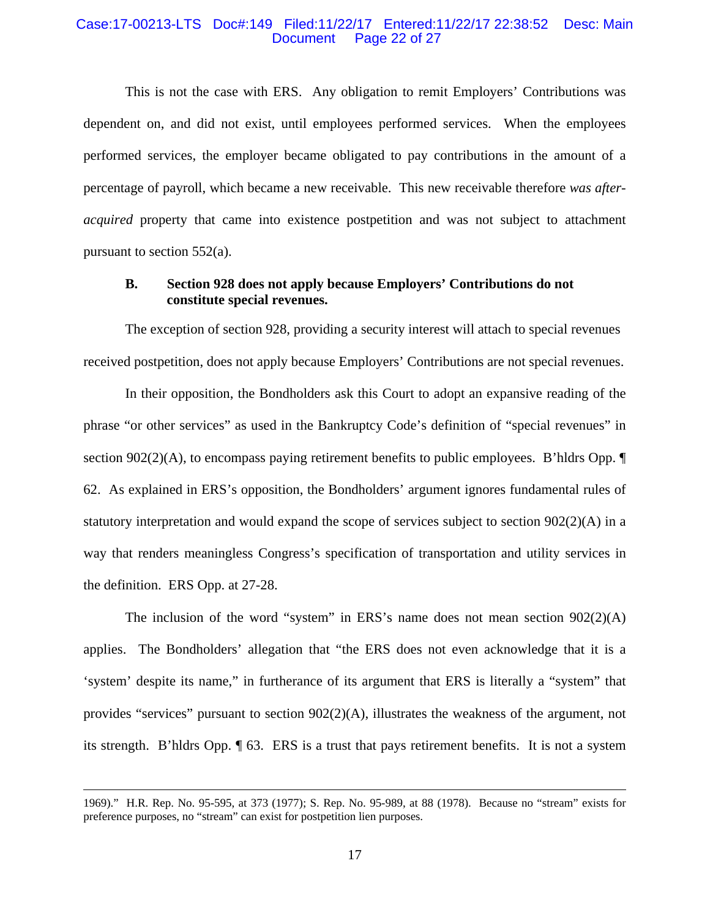This is not the case with ERS. Any obligation to remit Employers' Contributions was dependent on, and did not exist, until employees performed services. When the employees performed services, the employer became obligated to pay contributions in the amount of a percentage of payroll, which became a new receivable. This new receivable therefore *was after-acquired* property that came into existence postpetition and was not subject to attachment pursuant to section 552(a).

### B. Section 928 does not apply because Employers' Contributions do not constitute special revenues.

The exception of section 928, providing a security interest will attach to special revenues received postpetition, does not apply because Employers' Contributions are not special revenues.

In their opposition, the Bondholders ask this Court to adopt an expansive reading of the phrase "or other services" as used in the Bankruptcy Code's definition of "special revenues" in section 902(2)(A), to encompass paying retirement benefits to public employees. B'hldrs Opp. ¶ 62. As explained in ERS's opposition, the Bondholders' argument ignores fundamental rules of statutory interpretation and would expand the scope of services subject to section 902(2)(A) in a way that renders meaningless Congress's specification of transportation and utility services in the definition. ERS Opp. at 27-28.

The inclusion of the word "system" in ERS's name does not mean section 902(2)(A) applies. The Bondholders' allegation that "the ERS does not even acknowledge that it is a 'system' despite its name," in furtherance of its argument that ERS is literally a "system" that provides "services" pursuant to section 902(2)(A), illustrates the weakness of the argument, not its strength. B'hldrs Opp. ¶ 63. ERS is a trust that pays retirement benefits. It is not a system

---

1969)." H.R. Rep. No. 95-595, at 373 (1977); S. Rep. No. 95-989, at 88 (1978). Because no "stream" exists for preference purposes, no "stream" can exist for postpetition lien purposes.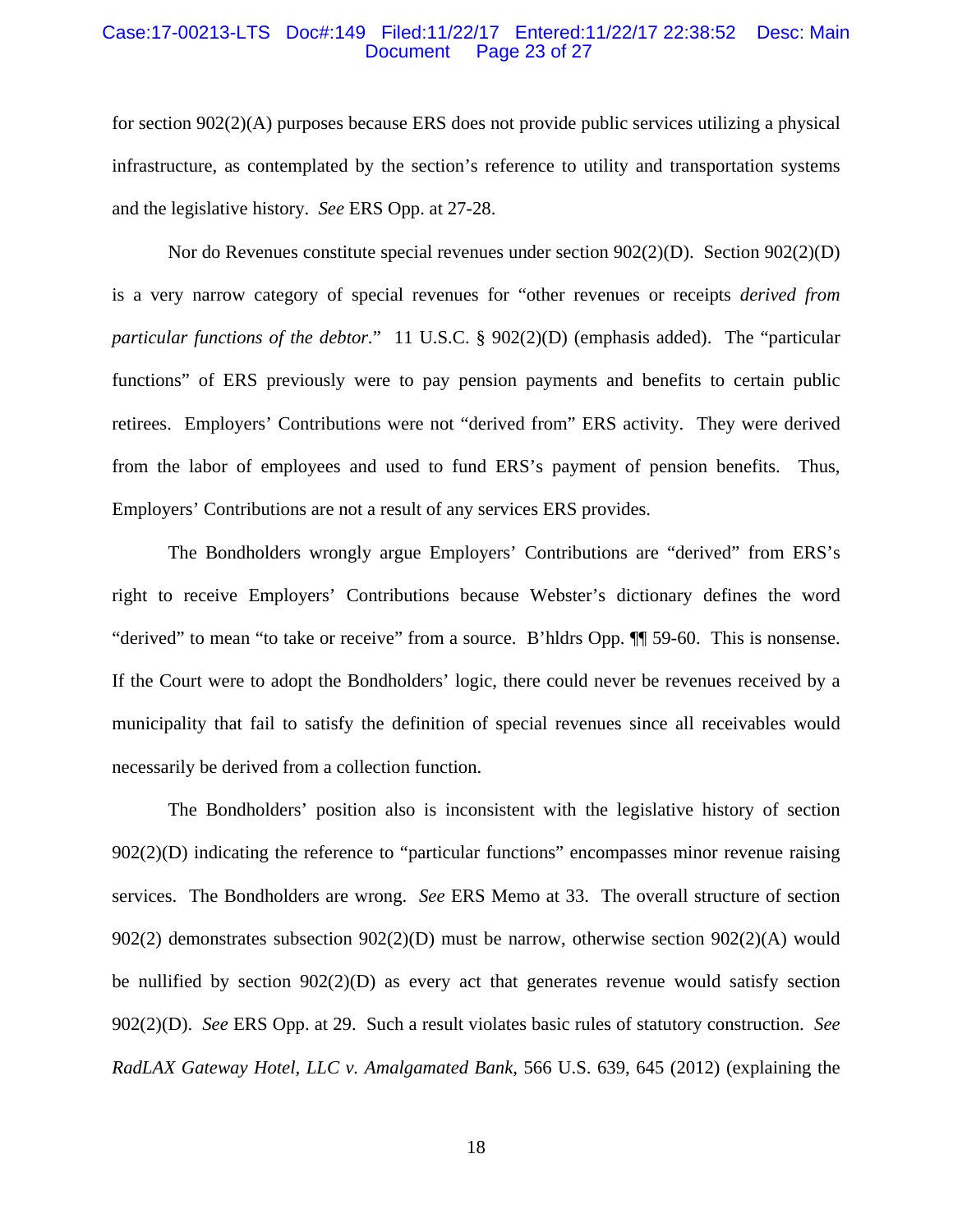for section 902(2)(A) purposes because ERS does not provide public services utilizing a physical infrastructure, as contemplated by the section's reference to utility and transportation systems and the legislative history. *See* ERS Opp. at 27-28.

Nor do Revenues constitute special revenues under section 902(2)(D). Section 902(2)(D) is a very narrow category of special revenues for "other revenues or receipts *derived from particular functions of the debtor*." 11 U.S.C. § 902(2)(D) (emphasis added). The "particular functions" of ERS previously were to pay pension payments and benefits to certain public retirees. Employers' Contributions were not "derived from" ERS activity. They were derived from the labor of employees and used to fund ERS's payment of pension benefits. Thus, Employers' Contributions are not a result of any services ERS provides.

The Bondholders wrongly argue Employers' Contributions are "derived" from ERS's right to receive Employers' Contributions because Webster's dictionary defines the word "derived" to mean "to take or receive" from a source. B'hldrs Opp. ¶¶ 59-60. This is nonsense. If the Court were to adopt the Bondholders' logic, there could never be revenues received by a municipality that fail to satisfy the definition of special revenues since all receivables would necessarily be derived from a collection function.

The Bondholders' position also is inconsistent with the legislative history of section 902(2)(D) indicating the reference to "particular functions" encompasses minor revenue raising services. The Bondholders are wrong. *See* ERS Memo at 33. The overall structure of section 902(2) demonstrates subsection 902(2)(D) must be narrow, otherwise section 902(2)(A) would be nullified by section 902(2)(D) as every act that generates revenue would satisfy section 902(2)(D). *See* ERS Opp. at 29. Such a result violates basic rules of statutory construction. *See RadLAX Gateway Hotel, LLC v. Amalgamated Bank*, 566 U.S. 639, 645 (2012) (explaining the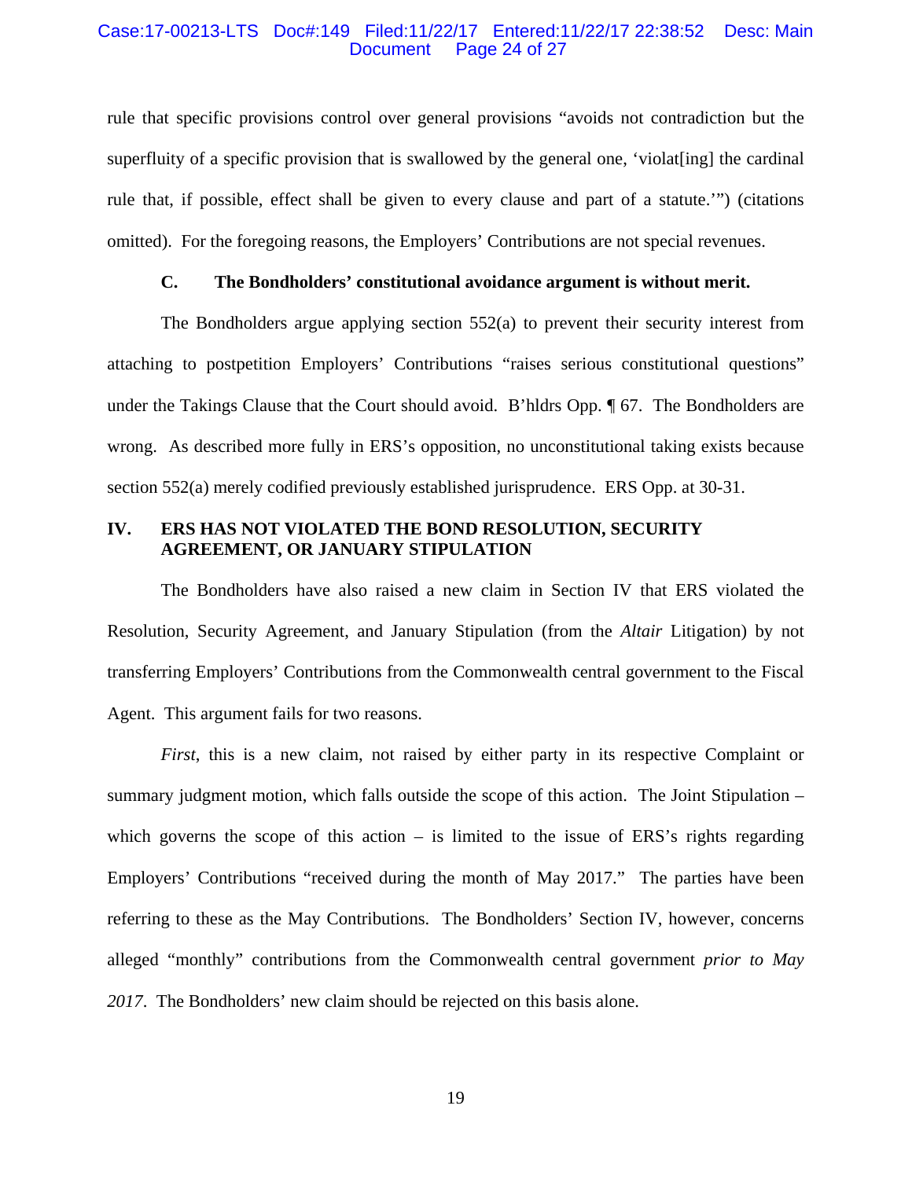rule that specific provisions control over general provisions "avoids not contradiction but the superfluity of a specific provision that is swallowed by the general one, 'violat[ing] the cardinal rule that, if possible, effect shall be given to every clause and part of a statute.'") (citations omitted). For the foregoing reasons, the Employers' Contributions are not special revenues.

### C. The Bondholders' constitutional avoidance argument is without merit.

The Bondholders argue applying section 552(a) to prevent their security interest from attaching to postpetition Employers' Contributions "raises serious constitutional questions" under the Takings Clause that the Court should avoid. B'hldrs Opp. ¶ 67. The Bondholders are wrong. As described more fully in ERS's opposition, no unconstitutional taking exists because section 552(a) merely codified previously established jurisprudence. ERS Opp. at 30-31.

## IV. ERS HAS NOT VIOLATED THE BOND RESOLUTION, SECURITY AGREEMENT, OR JANUARY STIPULATION

The Bondholders have also raised a new claim in Section IV that ERS violated the Resolution, Security Agreement, and January Stipulation (from the *Altair* Litigation) by not transferring Employers' Contributions from the Commonwealth central government to the Fiscal Agent. This argument fails for two reasons.

*First*, this is a new claim, not raised by either party in its respective Complaint or summary judgment motion, which falls outside the scope of this action. The Joint Stipulation – which governs the scope of this action – is limited to the issue of ERS's rights regarding Employers' Contributions "received during the month of May 2017." The parties have been referring to these as the May Contributions. The Bondholders' Section IV, however, concerns alleged "monthly" contributions from the Commonwealth central government *prior to May 2017*. The Bondholders' new claim should be rejected on this basis alone.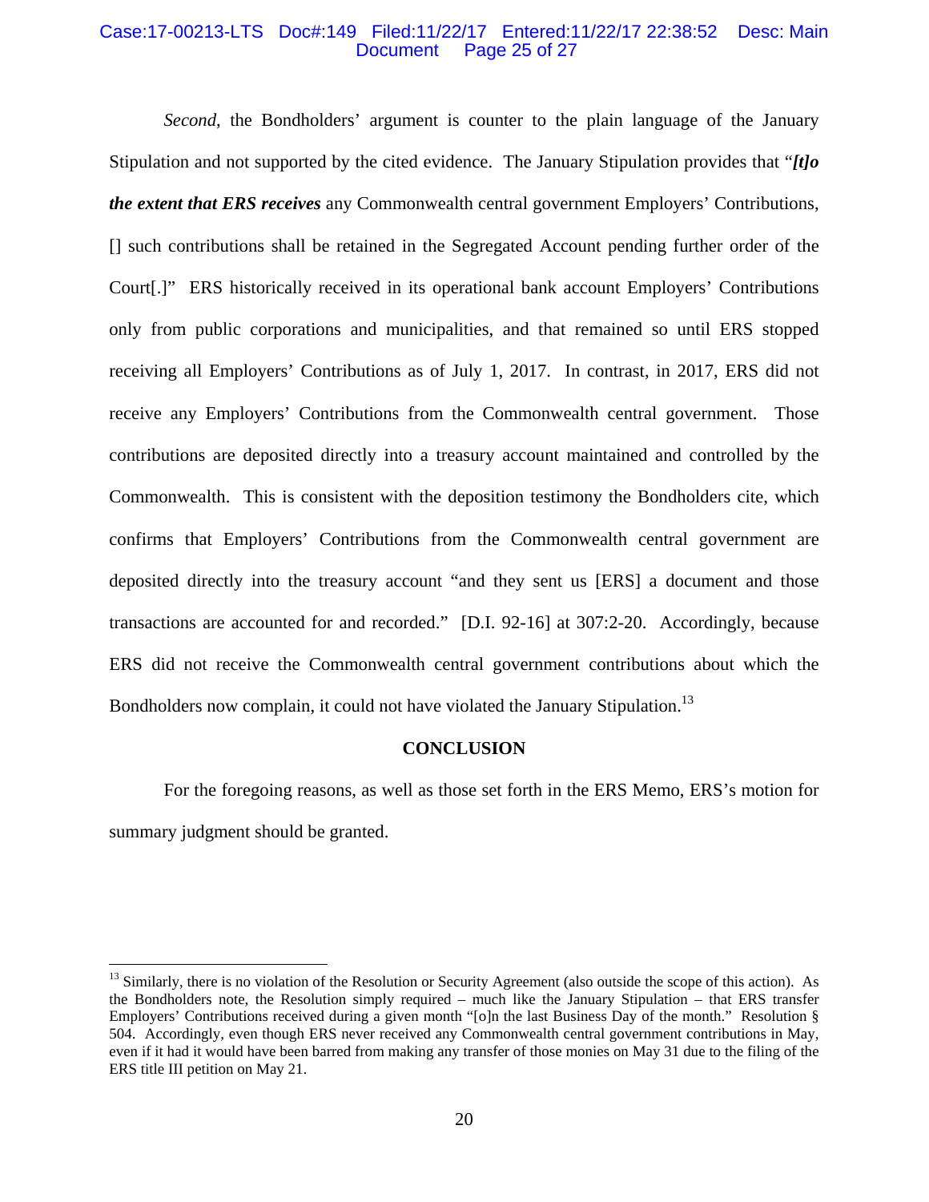*Second*, the Bondholders' argument is counter to the plain language of the January Stipulation and not supported by the cited evidence. The January Stipulation provides that "***[t]o the extent that ERS receives*** any Commonwealth central government Employers' Contributions, [] such contributions shall be retained in the Segregated Account pending further order of the Court[.]" ERS historically received in its operational bank account Employers' Contributions only from public corporations and municipalities, and that remained so until ERS stopped receiving all Employers' Contributions as of July 1, 2017. In contrast, in 2017, ERS did not receive any Employers' Contributions from the Commonwealth central government. Those contributions are deposited directly into a treasury account maintained and controlled by the Commonwealth. This is consistent with the deposition testimony the Bondholders cite, which confirms that Employers' Contributions from the Commonwealth central government are deposited directly into the treasury account "and they sent us [ERS] a document and those transactions are accounted for and recorded." [D.I. 92-16] at 307:2-20. Accordingly, because ERS did not receive the Commonwealth central government contributions about which the Bondholders now complain, it could not have violated the January Stipulation.[13]

**CONCLUSION**

For the foregoing reasons, as well as those set forth in the ERS Memo, ERS's motion for summary judgment should be granted.

---

[13] Similarly, there is no violation of the Resolution or Security Agreement (also outside the scope of this action). As the Bondholders note, the Resolution simply required – much like the January Stipulation – that ERS transfer Employers' Contributions received during a given month "[o]n the last Business Day of the month." Resolution § 504. Accordingly, even though ERS never received any Commonwealth central government contributions in May, even if it had it would have been barred from making any transfer of those monies on May 31 due to the filing of the ERS title III petition on May 21.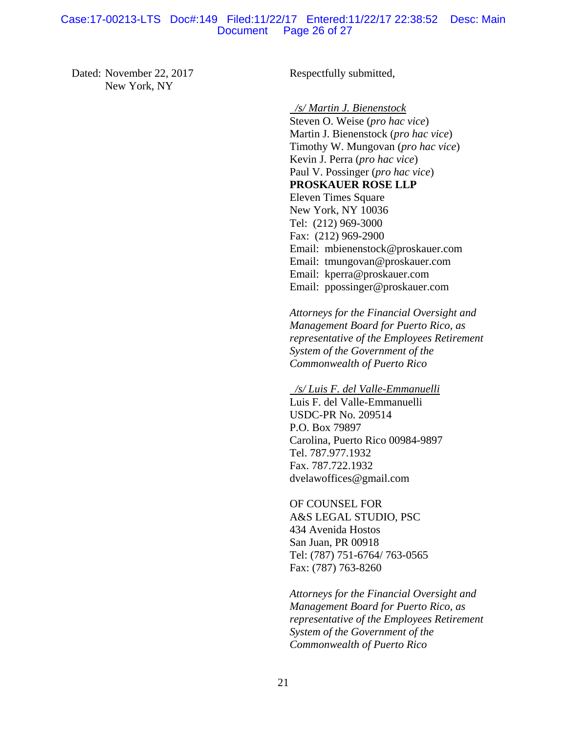Dated: November 22, 2017
New York, NY

Respectfully submitted,

*/s/ Martin J. Bienenstock*
Steven O. Weise (*pro hac vice*)
Martin J. Bienenstock (*pro hac vice*)
Timothy W. Mungovan (*pro hac vice*)
Kevin J. Perra (*pro hac vice*)
Paul V. Possinger (*pro hac vice*)
**PROSKAUER ROSE LLP**
Eleven Times Square
New York, NY 10036
Tel: (212) 969-3000
Fax: (212) 969-2900
Email: mbienenstock@proskauer.com
Email: tmungovan@proskauer.com
Email: kperra@proskauer.com
Email: ppossinger@proskauer.com

*Attorneys for the Financial Oversight and Management Board for Puerto Rico, as representative of the Employees Retirement System of the Government of the Commonwealth of Puerto Rico*

*/s/ Luis F. del Valle-Emmanuelli*
Luis F. del Valle-Emmanuelli
USDC-PR No. 209514
P.O. Box 79897
Carolina, Puerto Rico 00984-9897
Tel. 787.977.1932
Fax. 787.722.1932
dvelawoffices@gmail.com

OF COUNSEL FOR
A&S LEGAL STUDIO, PSC
434 Avenida Hostos
San Juan, PR 00918
Tel: (787) 751-6764/ 763-0565
Fax: (787) 763-8260

*Attorneys for the Financial Oversight and Management Board for Puerto Rico, as representative of the Employees Retirement System of the Government of the Commonwealth of Puerto Rico*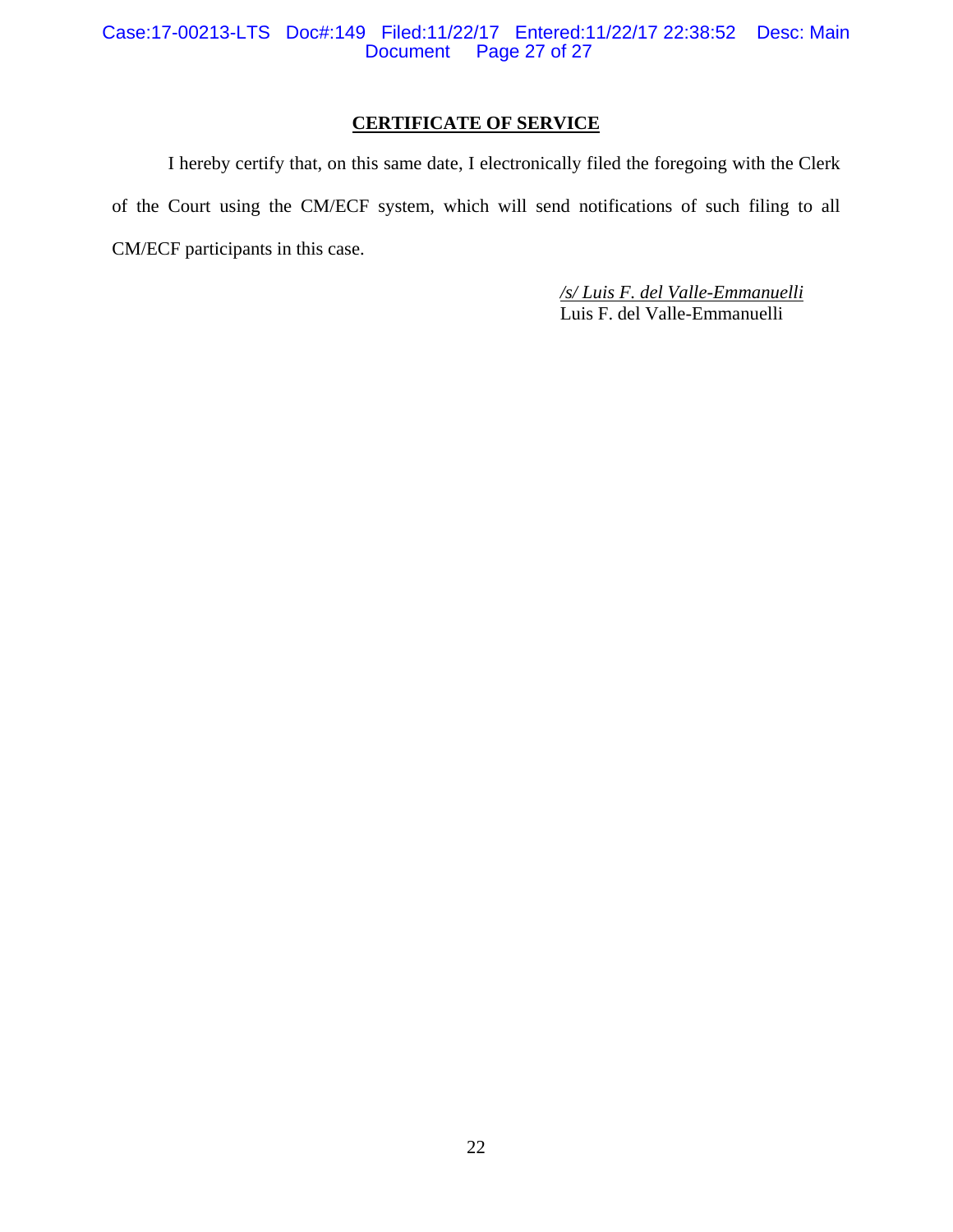## CERTIFICATE OF SERVICE

I hereby certify that, on this same date, I electronically filed the foregoing with the Clerk of the Court using the CM/ECF system, which will send notifications of such filing to all CM/ECF participants in this case.

*/s/ Luis F. del Valle-Emmanuelli*
Luis F. del Valle-Emmanuelli